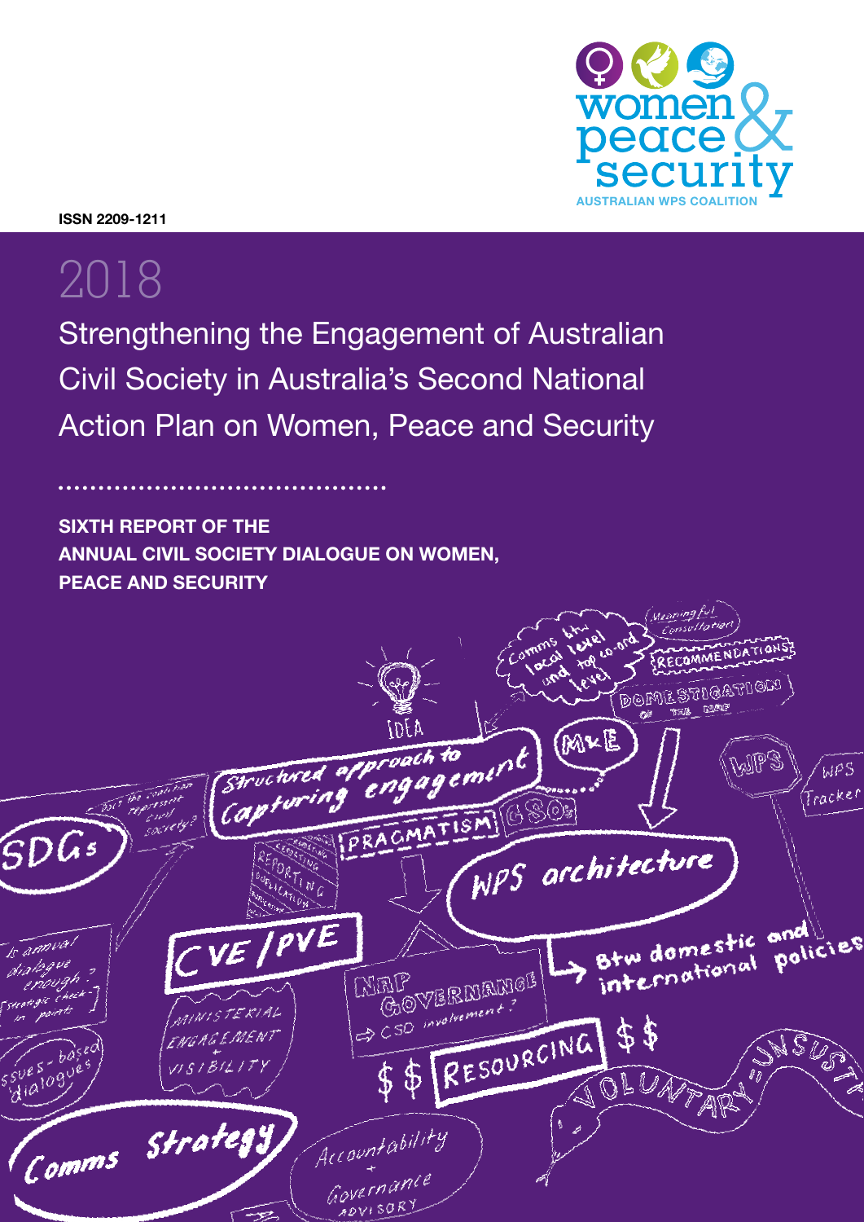women peace & security

AUSTRALIAN WPS COALITION

ISSN 2209-1211

# 2018

# Strengthening the Engagement of Australian Civil Society in Australia's Second National Action Plan on Women, Peace and Security

**SIXTH REPORT OF THE ANNUAL CIVIL SOCIETY DIALOGUE ON WOMEN, PEACE AND SECURITY**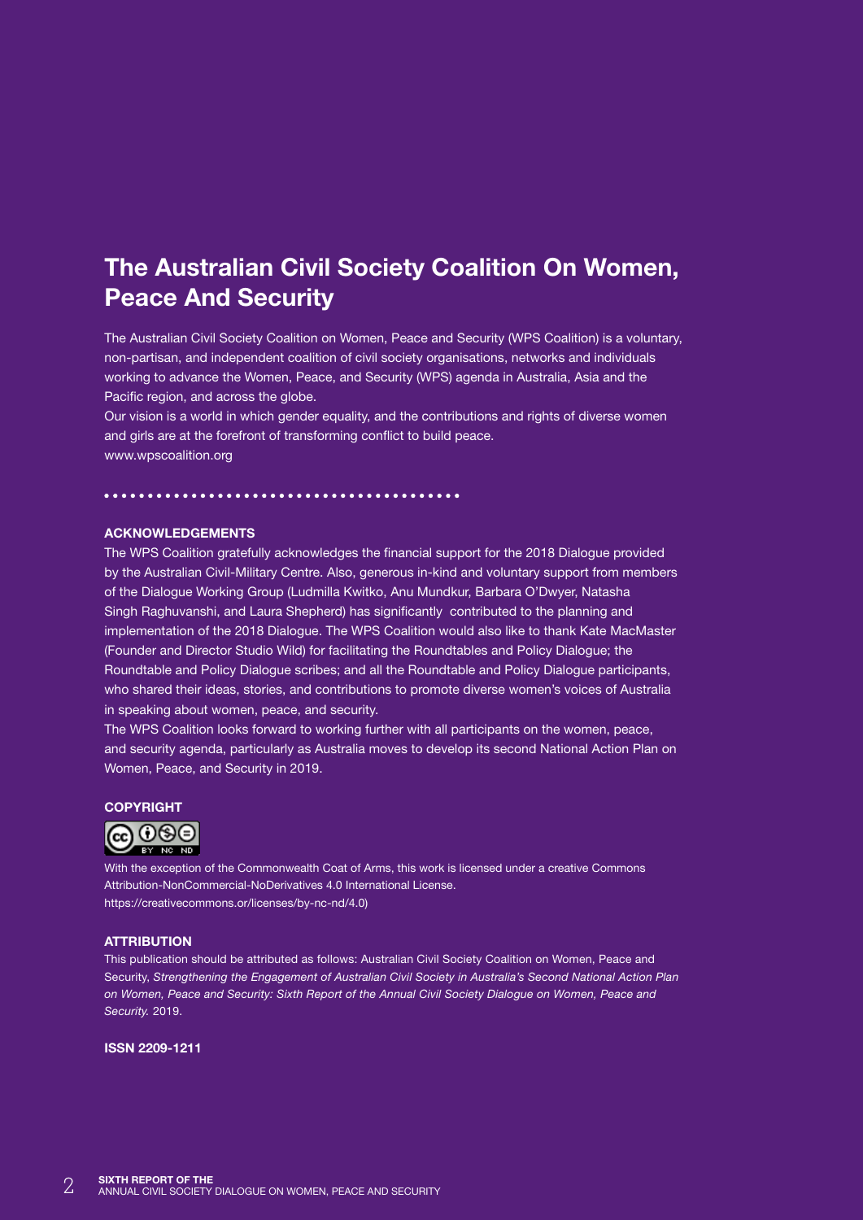# The Australian Civil Society Coalition On Women, Peace And Security

The Australian Civil Society Coalition on Women, Peace and Security (WPS Coalition) is a voluntary, non-partisan, and independent coalition of civil society organisations, networks and individuals working to advance the Women, Peace, and Security (WPS) agenda in Australia, Asia and the Pacific region, and across the globe.

Our vision is a world in which gender equality, and the contributions and rights of diverse women and girls are at the forefront of transforming conflict to build peace.

www.wpscoalition.org

## ACKNOWLEDGEMENTS

The WPS Coalition gratefully acknowledges the financial support for the 2018 Dialogue provided by the Australian Civil-Military Centre. Also, generous in-kind and voluntary support from members of the Dialogue Working Group (Ludmilla Kwitko, Anu Mundkur, Barbara O'Dwyer, Natasha Singh Raghuvanshi, and Laura Shepherd) has significantly contributed to the planning and implementation of the 2018 Dialogue. The WPS Coalition would also like to thank Kate MacMaster (Founder and Director Studio Wild) for facilitating the Roundtables and Policy Dialogue; the Roundtable and Policy Dialogue scribes; and all the Roundtable and Policy Dialogue participants, who shared their ideas, stories, and contributions to promote diverse women's voices of Australia in speaking about women, peace, and security.

The WPS Coalition looks forward to working further with all participants on the women, peace, and security agenda, particularly as Australia moves to develop its second National Action Plan on Women, Peace, and Security in 2019.

## COPYRIGHT

With the exception of the Commonwealth Coat of Arms, this work is licensed under a creative Commons Attribution-NonCommercial-NoDerivatives 4.0 International License. https://creativecommons.or/licenses/by-nc-nd/4.0)

## ATTRIBUTION

This publication should be attributed as follows: Australian Civil Society Coalition on Women, Peace and Security, *Strengthening the Engagement of Australian Civil Society in Australia's Second National Action Plan on Women, Peace and Security: Sixth Report of the Annual Civil Society Dialogue on Women, Peace and Security.* 2019.

**ISSN 2209-1211**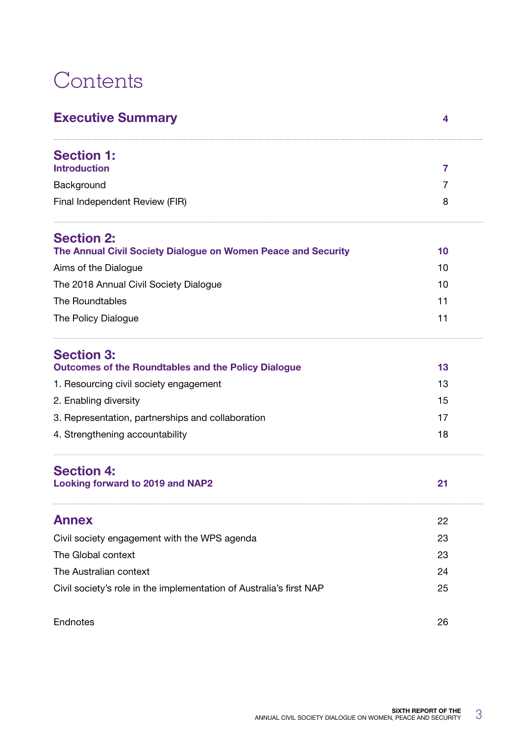# Contents

| | |
|---|---|
| **Executive Summary** | **4** |
| **Section 1: Introduction** | **7** |
| Background | 7 |
| Final Independent Review (FIR) | 8 |
| **Section 2: The Annual Civil Society Dialogue on Women Peace and Security** | **10** |
| Aims of the Dialogue | 10 |
| The 2018 Annual Civil Society Dialogue | 10 |
| The Roundtables | 11 |
| The Policy Dialogue | 11 |
| **Section 3: Outcomes of the Roundtables and the Policy Dialogue** | **13** |
| 1. Resourcing civil society engagement | 13 |
| 2. Enabling diversity | 15 |
| 3. Representation, partnerships and collaboration | 17 |
| 4. Strengthening accountability | 18 |
| **Section 4: Looking forward to 2019 and NAP2** | **21** |
| **Annex** | 22 |
| Civil society engagement with the WPS agenda | 23 |
| The Global context | 23 |
| The Australian context | 24 |
| Civil society's role in the implementation of Australia's first NAP | 25 |
| Endnotes | 26 |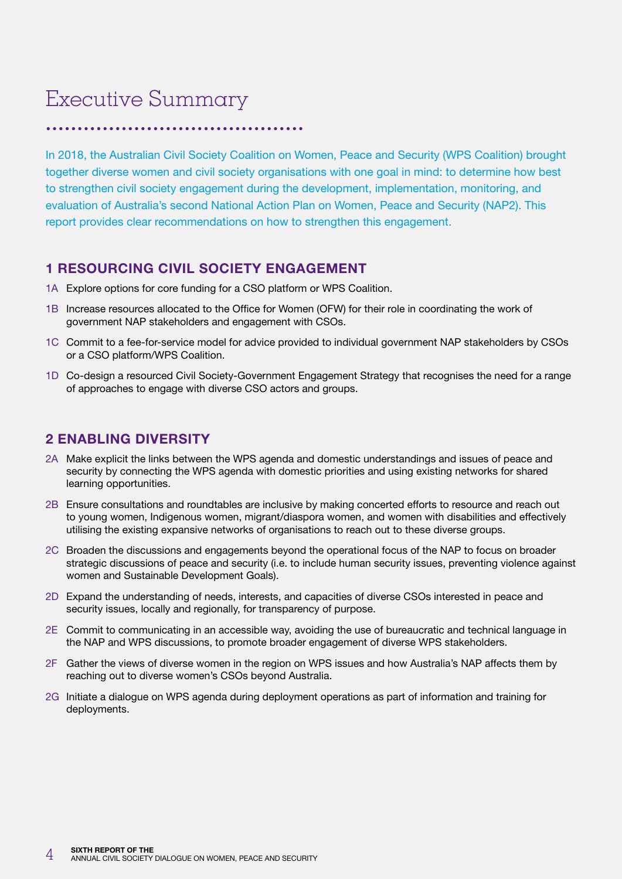# Executive Summary

In 2018, the Australian Civil Society Coalition on Women, Peace and Security (WPS Coalition) brought together diverse women and civil society organisations with one goal in mind: to determine how best to strengthen civil society engagement during the development, implementation, monitoring, and evaluation of Australia's second National Action Plan on Women, Peace and Security (NAP2). This report provides clear recommendations on how to strengthen this engagement.

## 1 RESOURCING CIVIL SOCIETY ENGAGEMENT

1A Explore options for core funding for a CSO platform or WPS Coalition.

1B Increase resources allocated to the Office for Women (OFW) for their role in coordinating the work of government NAP stakeholders and engagement with CSOs.

1C Commit to a fee-for-service model for advice provided to individual government NAP stakeholders by CSOs or a CSO platform/WPS Coalition.

1D Co-design a resourced Civil Society-Government Engagement Strategy that recognises the need for a range of approaches to engage with diverse CSO actors and groups.

## 2 ENABLING DIVERSITY

2A Make explicit the links between the WPS agenda and domestic understandings and issues of peace and security by connecting the WPS agenda with domestic priorities and using existing networks for shared learning opportunities.

2B Ensure consultations and roundtables are inclusive by making concerted efforts to resource and reach out to young women, Indigenous women, migrant/diaspora women, and women with disabilities and effectively utilising the existing expansive networks of organisations to reach out to these diverse groups.

2C Broaden the discussions and engagements beyond the operational focus of the NAP to focus on broader strategic discussions of peace and security (i.e. to include human security issues, preventing violence against women and Sustainable Development Goals).

2D Expand the understanding of needs, interests, and capacities of diverse CSOs interested in peace and security issues, locally and regionally, for transparency of purpose.

2E Commit to communicating in an accessible way, avoiding the use of bureaucratic and technical language in the NAP and WPS discussions, to promote broader engagement of diverse WPS stakeholders.

2F Gather the views of diverse women in the region on WPS issues and how Australia's NAP affects them by reaching out to diverse women's CSOs beyond Australia.

2G Initiate a dialogue on WPS agenda during deployment operations as part of information and training for deployments.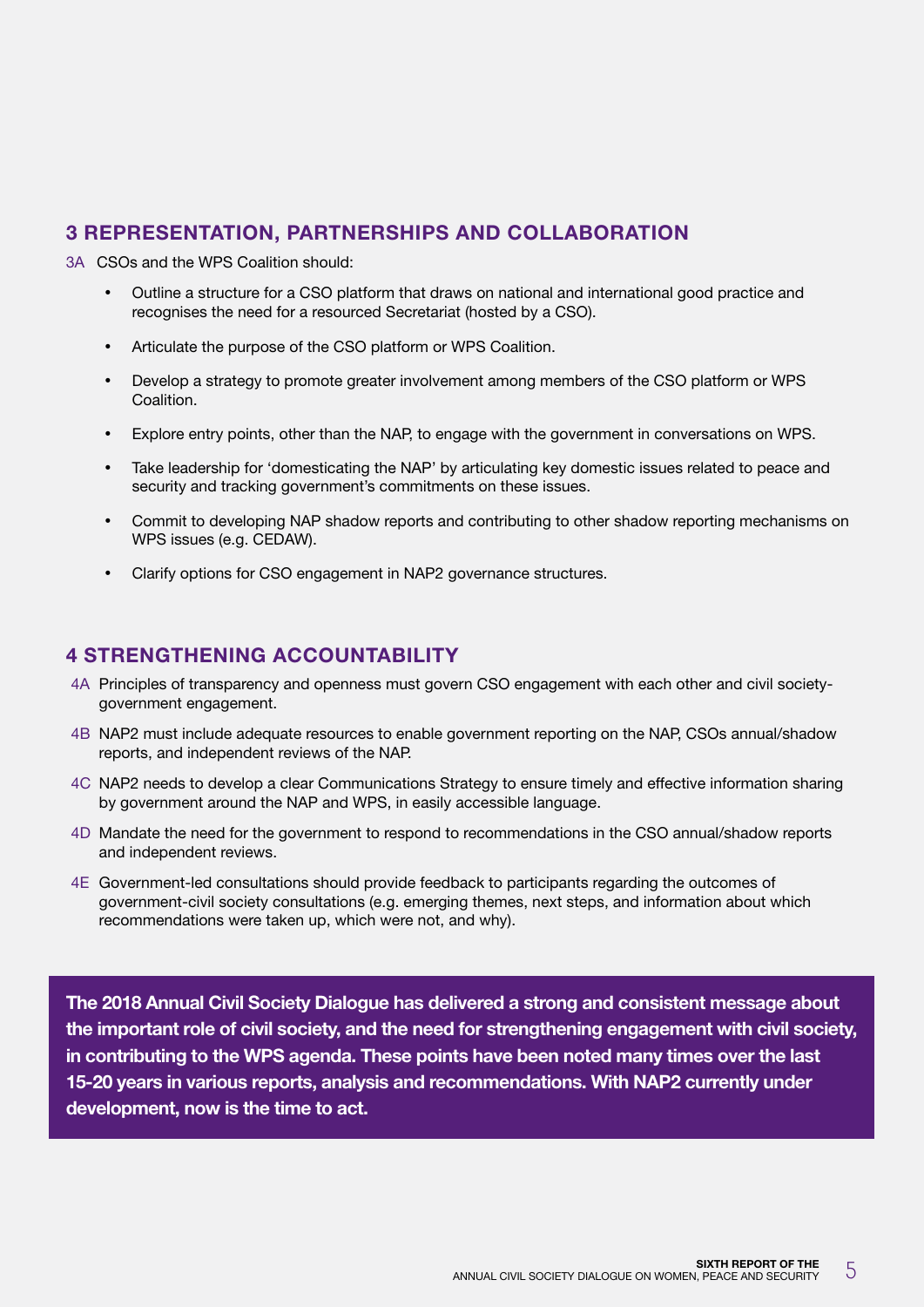## 3 REPRESENTATION, PARTNERSHIPS AND COLLABORATION

3A CSOs and the WPS Coalition should:

- Outline a structure for a CSO platform that draws on national and international good practice and recognises the need for a resourced Secretariat (hosted by a CSO).
- Articulate the purpose of the CSO platform or WPS Coalition.
- Develop a strategy to promote greater involvement among members of the CSO platform or WPS Coalition.
- Explore entry points, other than the NAP, to engage with the government in conversations on WPS.
- Take leadership for 'domesticating the NAP' by articulating key domestic issues related to peace and security and tracking government's commitments on these issues.
- Commit to developing NAP shadow reports and contributing to other shadow reporting mechanisms on WPS issues (e.g. CEDAW).
- Clarify options for CSO engagement in NAP2 governance structures.

## 4 STRENGTHENING ACCOUNTABILITY

4A Principles of transparency and openness must govern CSO engagement with each other and civil society-government engagement.

4B NAP2 must include adequate resources to enable government reporting on the NAP, CSOs annual/shadow reports, and independent reviews of the NAP.

4C NAP2 needs to develop a clear Communications Strategy to ensure timely and effective information sharing by government around the NAP and WPS, in easily accessible language.

4D Mandate the need for the government to respond to recommendations in the CSO annual/shadow reports and independent reviews.

4E Government-led consultations should provide feedback to participants regarding the outcomes of government-civil society consultations (e.g. emerging themes, next steps, and information about which recommendations were taken up, which were not, and why).

**The 2018 Annual Civil Society Dialogue has delivered a strong and consistent message about the important role of civil society, and the need for strengthening engagement with civil society, in contributing to the WPS agenda. These points have been noted many times over the last 15-20 years in various reports, analysis and recommendations. With NAP2 currently under development, now is the time to act.**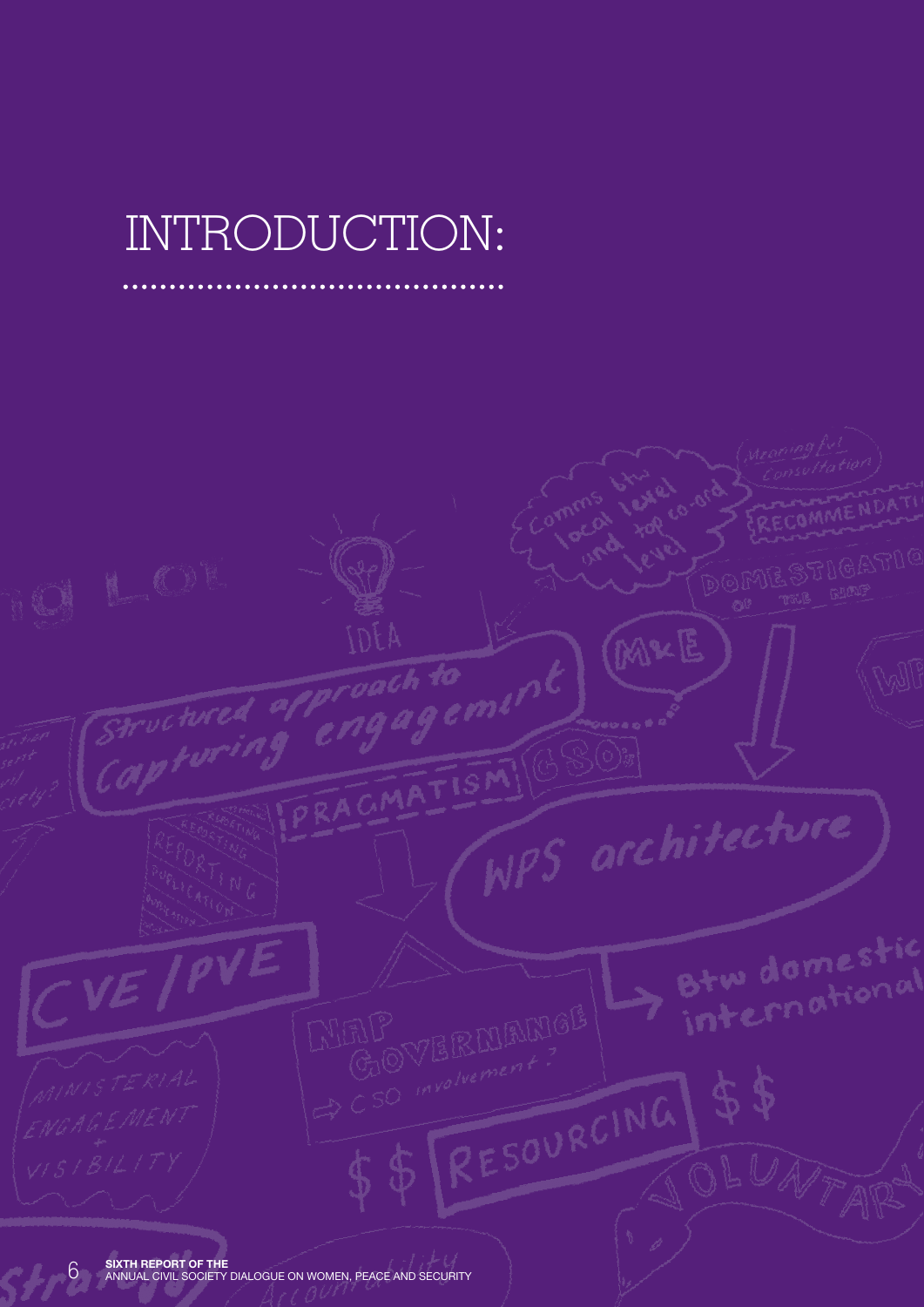# INTRODUCTION: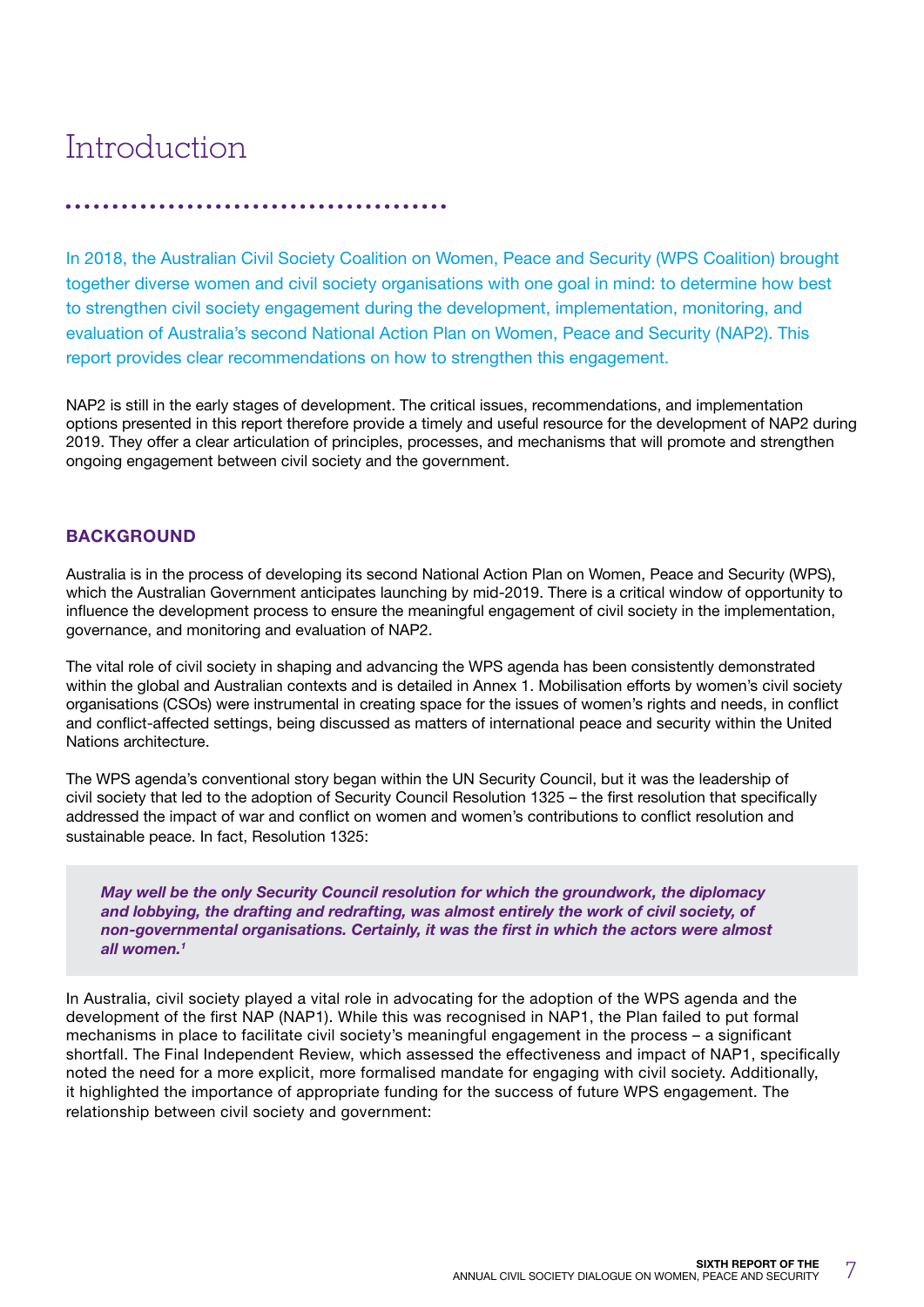# Introduction

In 2018, the Australian Civil Society Coalition on Women, Peace and Security (WPS Coalition) brought together diverse women and civil society organisations with one goal in mind: to determine how best to strengthen civil society engagement during the development, implementation, monitoring, and evaluation of Australia's second National Action Plan on Women, Peace and Security (NAP2). This report provides clear recommendations on how to strengthen this engagement.

NAP2 is still in the early stages of development. The critical issues, recommendations, and implementation options presented in this report therefore provide a timely and useful resource for the development of NAP2 during 2019. They offer a clear articulation of principles, processes, and mechanisms that will promote and strengthen ongoing engagement between civil society and the government.

## BACKGROUND

Australia is in the process of developing its second National Action Plan on Women, Peace and Security (WPS), which the Australian Government anticipates launching by mid-2019. There is a critical window of opportunity to influence the development process to ensure the meaningful engagement of civil society in the implementation, governance, and monitoring and evaluation of NAP2.

The vital role of civil society in shaping and advancing the WPS agenda has been consistently demonstrated within the global and Australian contexts and is detailed in Annex 1. Mobilisation efforts by women's civil society organisations (CSOs) were instrumental in creating space for the issues of women's rights and needs, in conflict and conflict-affected settings, being discussed as matters of international peace and security within the United Nations architecture.

The WPS agenda's conventional story began within the UN Security Council, but it was the leadership of civil society that led to the adoption of Security Council Resolution 1325 – the first resolution that specifically addressed the impact of war and conflict on women and women's contributions to conflict resolution and sustainable peace. In fact, Resolution 1325:

> ***May well be the only Security Council resolution for which the groundwork, the diplomacy and lobbying, the drafting and redrafting, was almost entirely the work of civil society, of non-governmental organisations. Certainly, it was the first in which the actors were almost all women.[1]***

In Australia, civil society played a vital role in advocating for the adoption of the WPS agenda and the development of the first NAP (NAP1). While this was recognised in NAP1, the Plan failed to put formal mechanisms in place to facilitate civil society's meaningful engagement in the process – a significant shortfall. The Final Independent Review, which assessed the effectiveness and impact of NAP1, specifically noted the need for a more explicit, more formalised mandate for engaging with civil society. Additionally, it highlighted the importance of appropriate funding for the success of future WPS engagement. The relationship between civil society and government: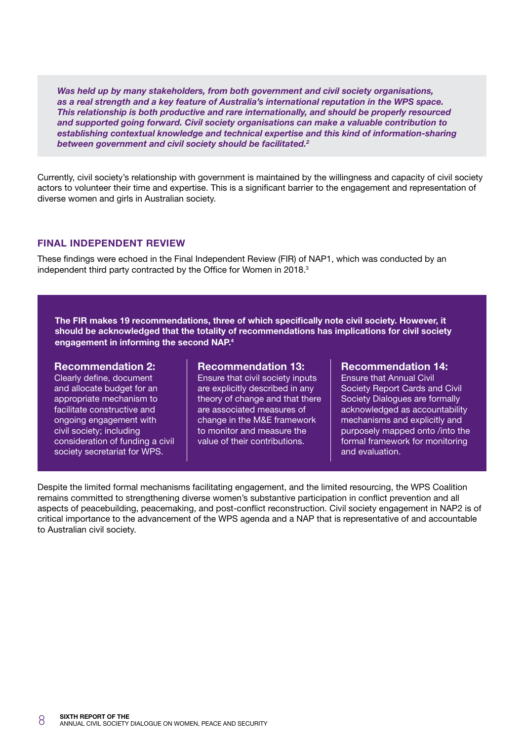*Was held up by many stakeholders, from both government and civil society organisations, as a real strength and a key feature of Australia's international reputation in the WPS space. This relationship is both productive and rare internationally, and should be properly resourced and supported going forward. Civil society organisations can make a valuable contribution to establishing contextual knowledge and technical expertise and this kind of information-sharing between government and civil society should be facilitated.*[2]

Currently, civil society's relationship with government is maintained by the willingness and capacity of civil society actors to volunteer their time and expertise. This is a significant barrier to the engagement and representation of diverse women and girls in Australian society.

## FINAL INDEPENDENT REVIEW

These findings were echoed in the Final Independent Review (FIR) of NAP1, which was conducted by an independent third party contracted by the Office for Women in 2018.[3]

**The FIR makes 19 recommendations, three of which specifically note civil society. However, it should be acknowledged that the totality of recommendations has implications for civil society engagement in informing the second NAP.**[4]

**Recommendation 2:**
Clearly define, document and allocate budget for an appropriate mechanism to facilitate constructive and ongoing engagement with civil society; including consideration of funding a civil society secretariat for WPS.

**Recommendation 13:**
Ensure that civil society inputs are explicitly described in any theory of change and that there are associated measures of change in the M&E framework to monitor and measure the value of their contributions.

**Recommendation 14:**
Ensure that Annual Civil Society Report Cards and Civil Society Dialogues are formally acknowledged as accountability mechanisms and explicitly and purposely mapped onto /into the formal framework for monitoring and evaluation.

Despite the limited formal mechanisms facilitating engagement, and the limited resourcing, the WPS Coalition remains committed to strengthening diverse women's substantive participation in conflict prevention and all aspects of peacebuilding, peacemaking, and post-conflict reconstruction. Civil society engagement in NAP2 is of critical importance to the advancement of the WPS agenda and a NAP that is representative of and accountable to Australian civil society.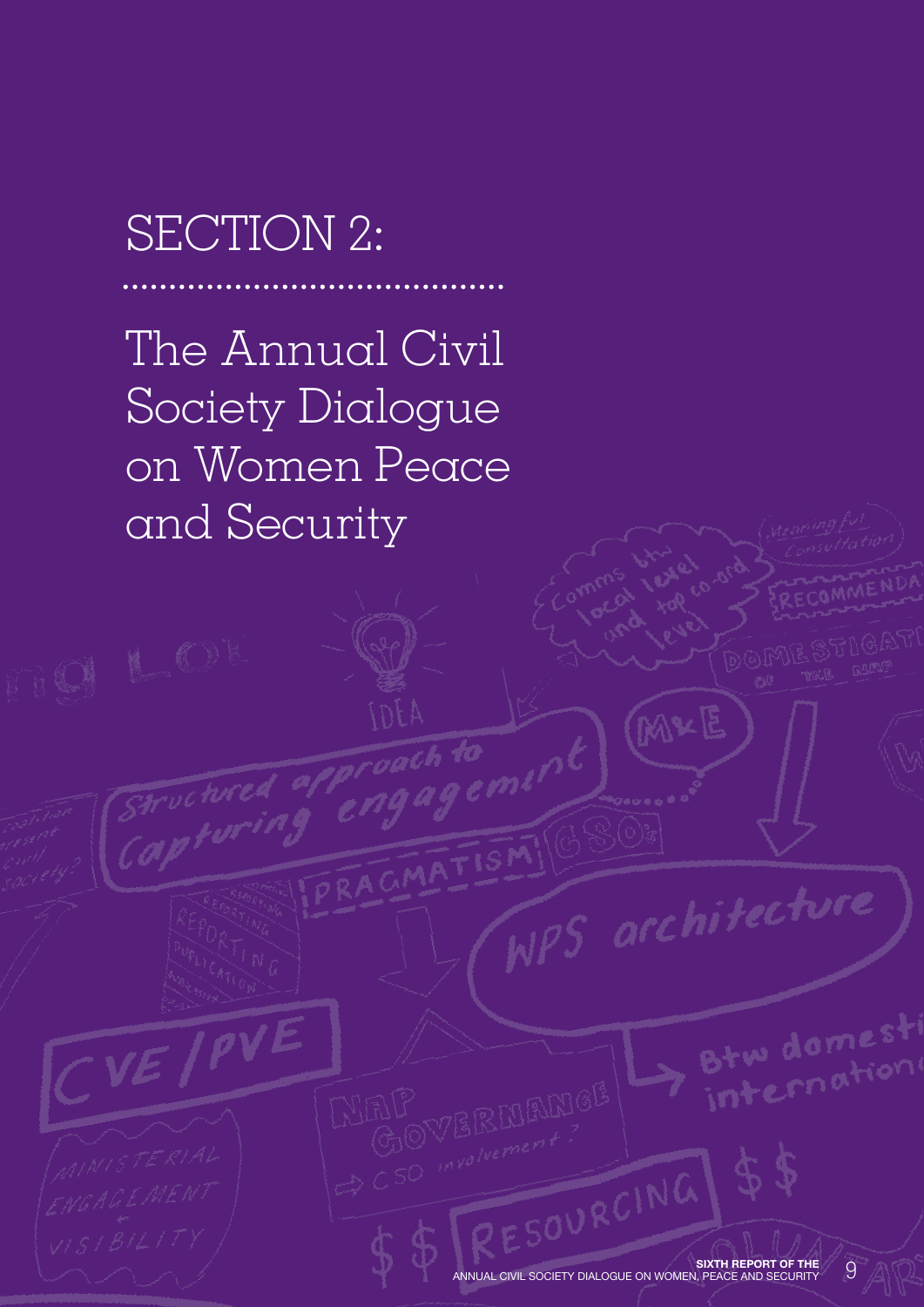# SECTION 2:

## The Annual Civil Society Dialogue on Women Peace and Security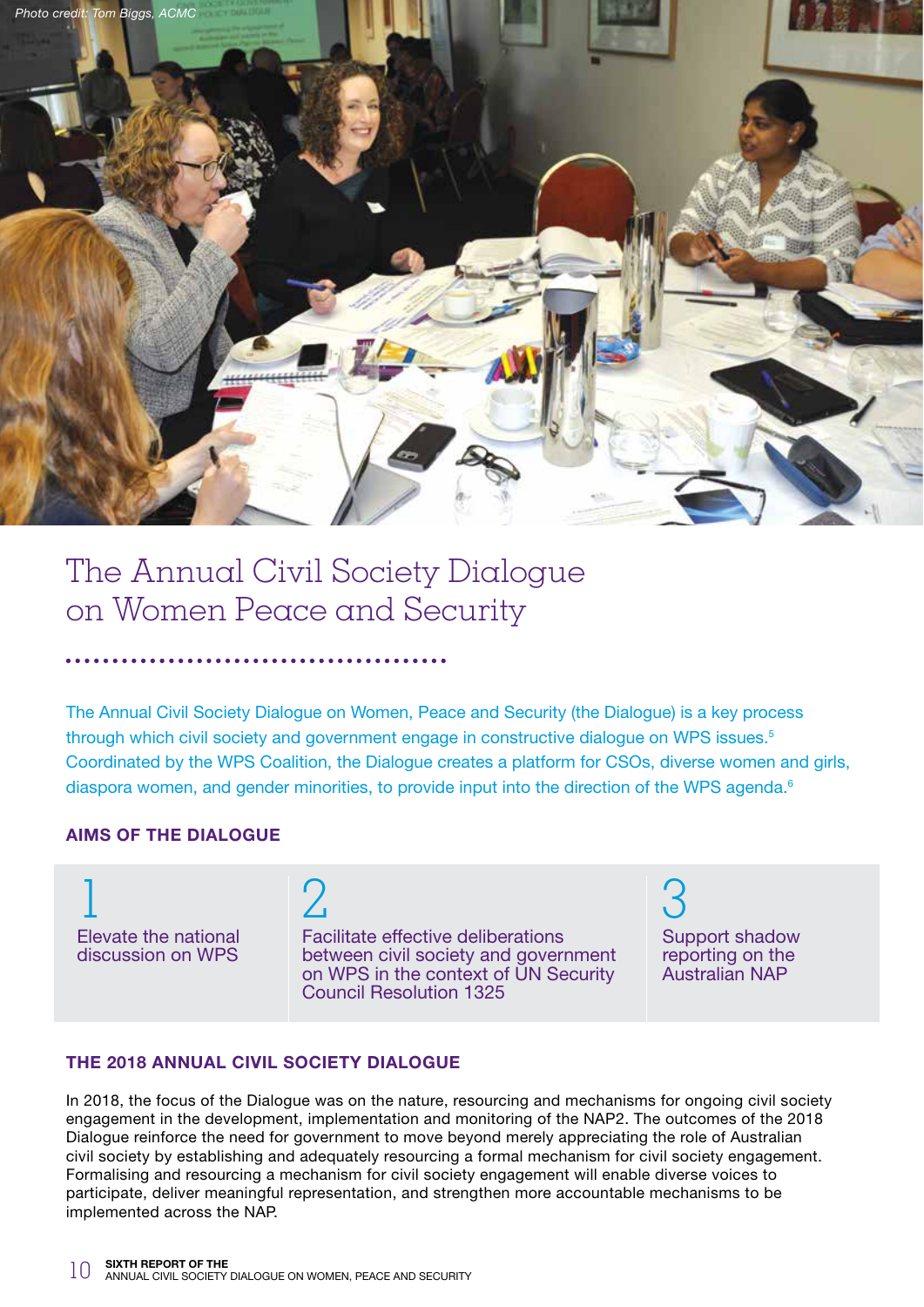Photo credit: Tom Biggs, ACMC

# The Annual Civil Society Dialogue on Women Peace and Security

The Annual Civil Society Dialogue on Women, Peace and Security (the Dialogue) is a key process through which civil society and government engage in constructive dialogue on WPS issues.[5] Coordinated by the WPS Coalition, the Dialogue creates a platform for CSOs, diverse women and girls, diaspora women, and gender minorities, to provide input into the direction of the WPS agenda.[6]

## AIMS OF THE DIALOGUE

1. Elevate the national discussion on WPS
2. Facilitate effective deliberations between civil society and government on WPS in the context of UN Security Council Resolution 1325
3. Support shadow reporting on the Australian NAP

## THE 2018 ANNUAL CIVIL SOCIETY DIALOGUE

In 2018, the focus of the Dialogue was on the nature, resourcing and mechanisms for ongoing civil society engagement in the development, implementation and monitoring of the NAP2. The outcomes of the 2018 Dialogue reinforce the need for government to move beyond merely appreciating the role of Australian civil society by establishing and adequately resourcing a formal mechanism for civil society engagement. Formalising and resourcing a mechanism for civil society engagement will enable diverse voices to participate, deliver meaningful representation, and strengthen more accountable mechanisms to be implemented across the NAP.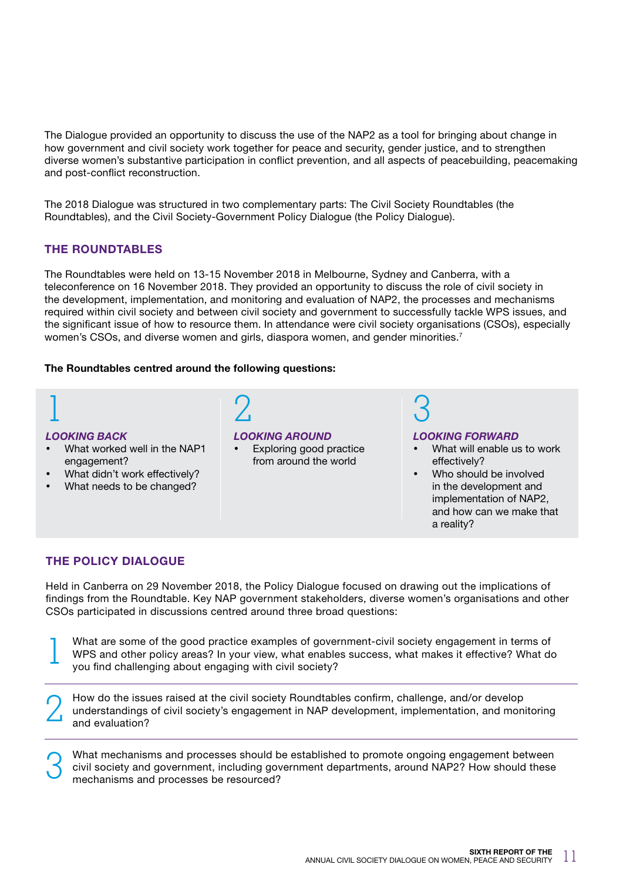The Dialogue provided an opportunity to discuss the use of the NAP2 as a tool for bringing about change in how government and civil society work together for peace and security, gender justice, and to strengthen diverse women's substantive participation in conflict prevention, and all aspects of peacebuilding, peacemaking and post-conflict reconstruction.

The 2018 Dialogue was structured in two complementary parts: The Civil Society Roundtables (the Roundtables), and the Civil Society-Government Policy Dialogue (the Policy Dialogue).

## THE ROUNDTABLES

The Roundtables were held on 13-15 November 2018 in Melbourne, Sydney and Canberra, with a teleconference on 16 November 2018. They provided an opportunity to discuss the role of civil society in the development, implementation, and monitoring and evaluation of NAP2, the processes and mechanisms required within civil society and between civil society and government to successfully tackle WPS issues, and the significant issue of how to resource them. In attendance were civil society organisations (CSOs), especially women's CSOs, and diverse women and girls, diaspora women, and gender minorities.[7]

**The Roundtables centred around the following questions:**

1

*LOOKING BACK*

- What worked well in the NAP1 engagement?
- What didn't work effectively?
- What needs to be changed?

2

*LOOKING AROUND*

- Exploring good practice from around the world

3

*LOOKING FORWARD*

- What will enable us to work effectively?
- Who should be involved in the development and implementation of NAP2, and how can we make that a reality?

## THE POLICY DIALOGUE

Held in Canberra on 29 November 2018, the Policy Dialogue focused on drawing out the implications of findings from the Roundtable. Key NAP government stakeholders, diverse women's organisations and other CSOs participated in discussions centred around three broad questions:

1. What are some of the good practice examples of government-civil society engagement in terms of WPS and other policy areas? In your view, what enables success, what makes it effective? What do you find challenging about engaging with civil society?

2. How do the issues raised at the civil society Roundtables confirm, challenge, and/or develop understandings of civil society's engagement in NAP development, implementation, and monitoring and evaluation?

3. What mechanisms and processes should be established to promote ongoing engagement between civil society and government, including government departments, around NAP2? How should these mechanisms and processes be resourced?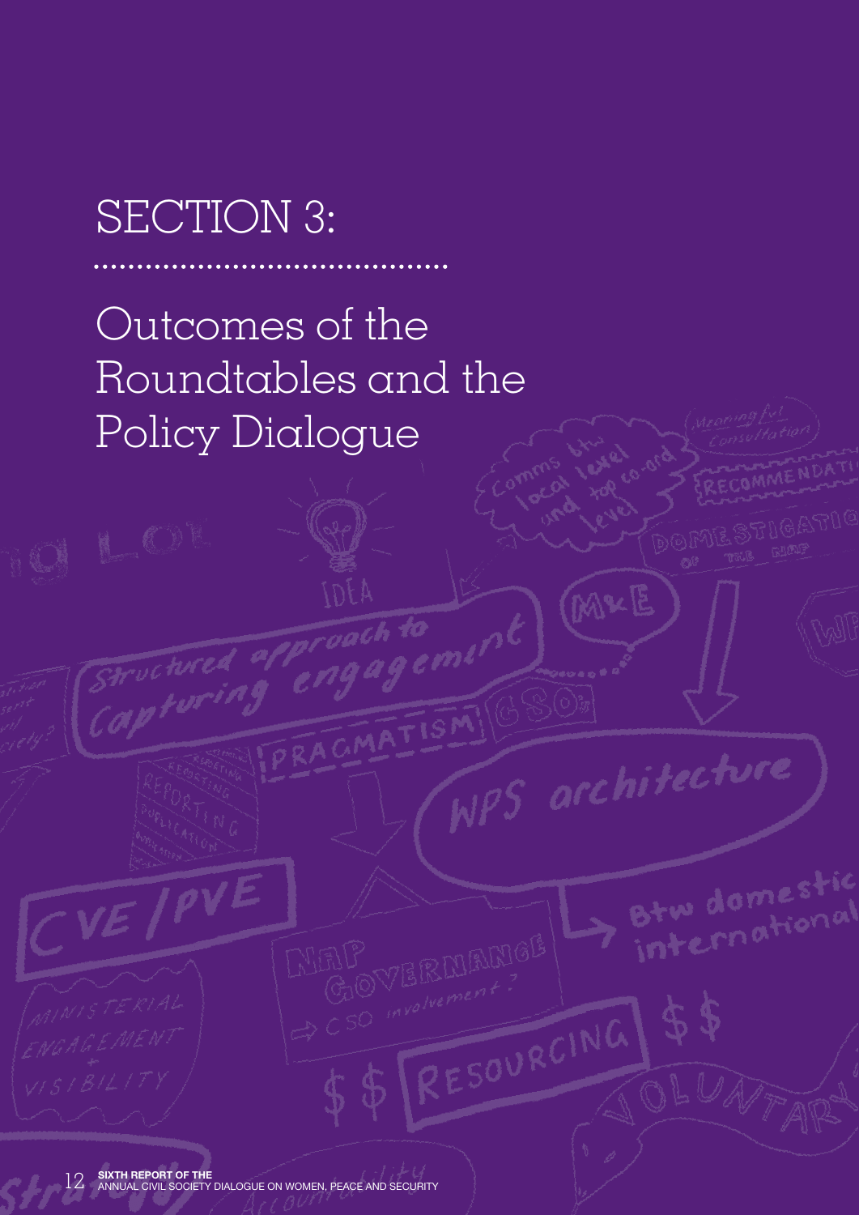# SECTION 3:

## Outcomes of the Roundtables and the Policy Dialogue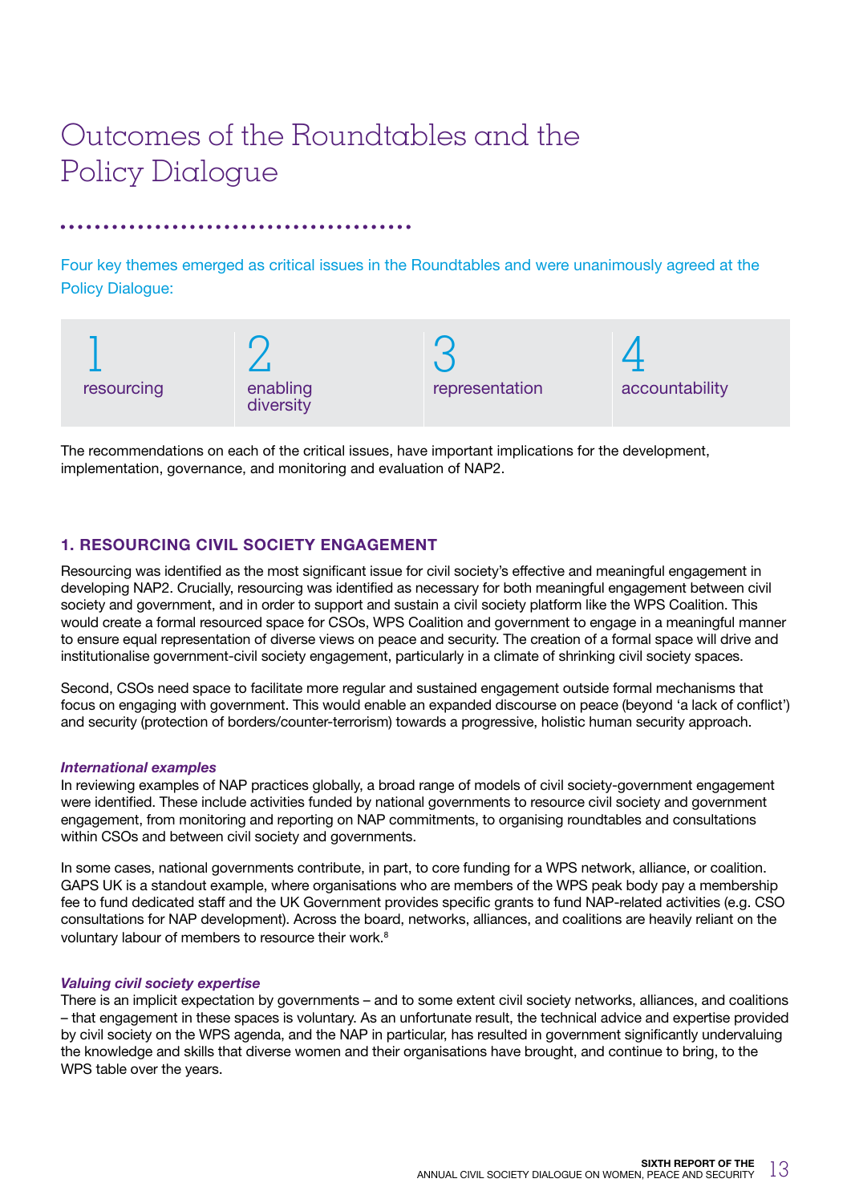# Outcomes of the Roundtables and the Policy Dialogue

Four key themes emerged as critical issues in the Roundtables and were unanimously agreed at the Policy Dialogue:

| 1 | 2 | 3 | 4 |
|---|---|---|---|
| resourcing | enabling diversity | representation | accountability |

The recommendations on each of the critical issues, have important implications for the development, implementation, governance, and monitoring and evaluation of NAP2.

## 1. RESOURCING CIVIL SOCIETY ENGAGEMENT

Resourcing was identified as the most significant issue for civil society's effective and meaningful engagement in developing NAP2. Crucially, resourcing was identified as necessary for both meaningful engagement between civil society and government, and in order to support and sustain a civil society platform like the WPS Coalition. This would create a formal resourced space for CSOs, WPS Coalition and government to engage in a meaningful manner to ensure equal representation of diverse views on peace and security. The creation of a formal space will drive and institutionalise government-civil society engagement, particularly in a climate of shrinking civil society spaces.

Second, CSOs need space to facilitate more regular and sustained engagement outside formal mechanisms that focus on engaging with government. This would enable an expanded discourse on peace (beyond 'a lack of conflict') and security (protection of borders/counter-terrorism) towards a progressive, holistic human security approach.

### *International examples*

In reviewing examples of NAP practices globally, a broad range of models of civil society-government engagement were identified. These include activities funded by national governments to resource civil society and government engagement, from monitoring and reporting on NAP commitments, to organising roundtables and consultations within CSOs and between civil society and governments.

In some cases, national governments contribute, in part, to core funding for a WPS network, alliance, or coalition. GAPS UK is a standout example, where organisations who are members of the WPS peak body pay a membership fee to fund dedicated staff and the UK Government provides specific grants to fund NAP-related activities (e.g. CSO consultations for NAP development). Across the board, networks, alliances, and coalitions are heavily reliant on the voluntary labour of members to resource their work.[8]

### *Valuing civil society expertise*

There is an implicit expectation by governments – and to some extent civil society networks, alliances, and coalitions – that engagement in these spaces is voluntary. As an unfortunate result, the technical advice and expertise provided by civil society on the WPS agenda, and the NAP in particular, has resulted in government significantly undervaluing the knowledge and skills that diverse women and their organisations have brought, and continue to bring, to the WPS table over the years.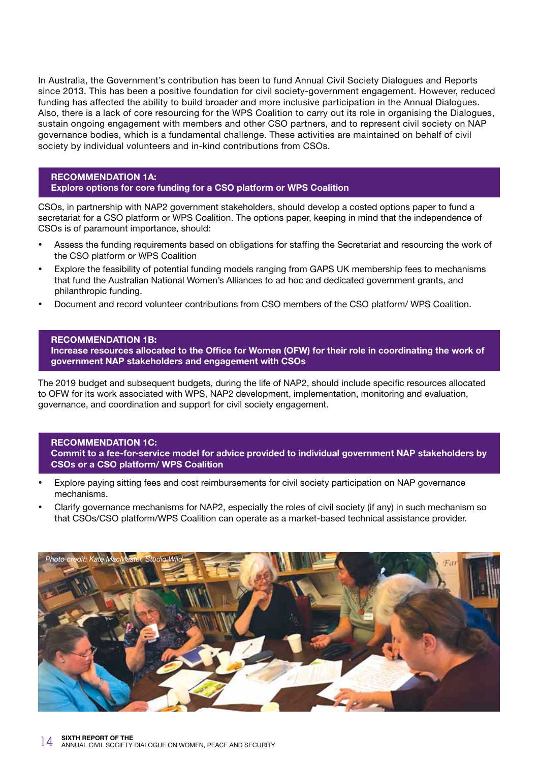In Australia, the Government's contribution has been to fund Annual Civil Society Dialogues and Reports since 2013. This has been a positive foundation for civil society-government engagement. However, reduced funding has affected the ability to build broader and more inclusive participation in the Annual Dialogues. Also, there is a lack of core resourcing for the WPS Coalition to carry out its role in organising the Dialogues, sustain ongoing engagement with members and other CSO partners, and to represent civil society on NAP governance bodies, which is a fundamental challenge. These activities are maintained on behalf of civil society by individual volunteers and in-kind contributions from CSOs.

### RECOMMENDATION 1A:
### Explore options for core funding for a CSO platform or WPS Coalition

CSOs, in partnership with NAP2 government stakeholders, should develop a costed options paper to fund a secretariat for a CSO platform or WPS Coalition. The options paper, keeping in mind that the independence of CSOs is of paramount importance, should:

- Assess the funding requirements based on obligations for staffing the Secretariat and resourcing the work of the CSO platform or WPS Coalition
- Explore the feasibility of potential funding models ranging from GAPS UK membership fees to mechanisms that fund the Australian National Women's Alliances to ad hoc and dedicated government grants, and philanthropic funding.
- Document and record volunteer contributions from CSO members of the CSO platform/ WPS Coalition.

### RECOMMENDATION 1B:
### Increase resources allocated to the Office for Women (OFW) for their role in coordinating the work of government NAP stakeholders and engagement with CSOs

The 2019 budget and subsequent budgets, during the life of NAP2, should include specific resources allocated to OFW for its work associated with WPS, NAP2 development, implementation, monitoring and evaluation, governance, and coordination and support for civil society engagement.

### RECOMMENDATION 1C:
### Commit to a fee-for-service model for advice provided to individual government NAP stakeholders by CSOs or a CSO platform/ WPS Coalition

- Explore paying sitting fees and cost reimbursements for civil society participation on NAP governance mechanisms.
- Clarify governance mechanisms for NAP2, especially the roles of civil society (if any) in such mechanism so that CSOs/CSO platform/WPS Coalition can operate as a market-based technical assistance provider.

*Photo credit: Kate MacMaster, Studio Wild*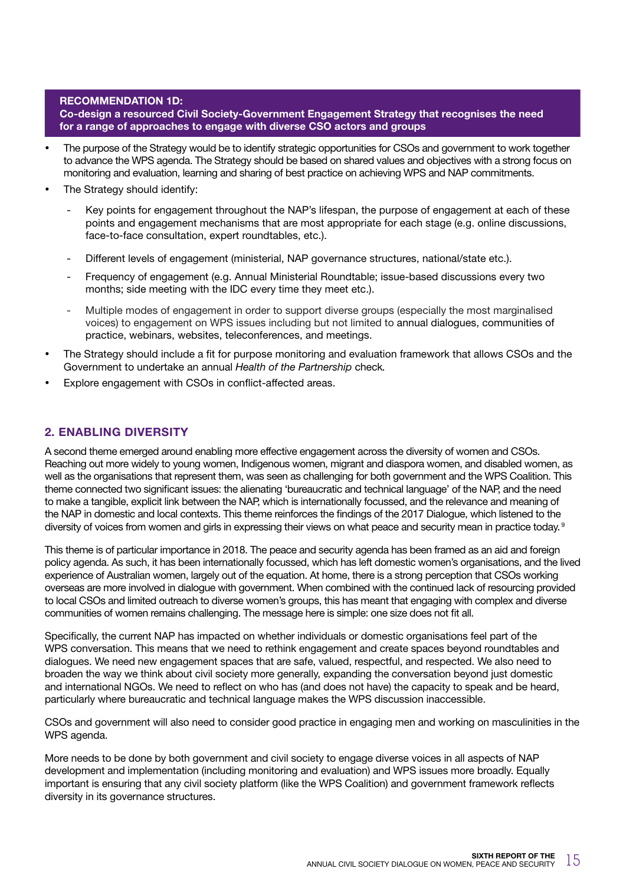**RECOMMENDATION 1D:**
**Co-design a resourced Civil Society-Government Engagement Strategy that recognises the need for a range of approaches to engage with diverse CSO actors and groups**

- The purpose of the Strategy would be to identify strategic opportunities for CSOs and government to work together to advance the WPS agenda. The Strategy should be based on shared values and objectives with a strong focus on monitoring and evaluation, learning and sharing of best practice on achieving WPS and NAP commitments.
- The Strategy should identify:
  - Key points for engagement throughout the NAP's lifespan, the purpose of engagement at each of these points and engagement mechanisms that are most appropriate for each stage (e.g. online discussions, face-to-face consultation, expert roundtables, etc.).
  - Different levels of engagement (ministerial, NAP governance structures, national/state etc.).
  - Frequency of engagement (e.g. Annual Ministerial Roundtable; issue-based discussions every two months; side meeting with the IDC every time they meet etc.).
  - Multiple modes of engagement in order to support diverse groups (especially the most marginalised voices) to engagement on WPS issues including but not limited to annual dialogues, communities of practice, webinars, websites, teleconferences, and meetings.
- The Strategy should include a fit for purpose monitoring and evaluation framework that allows CSOs and the Government to undertake an annual *Health of the Partnership* check.
- Explore engagement with CSOs in conflict-affected areas.

## 2. ENABLING DIVERSITY

A second theme emerged around enabling more effective engagement across the diversity of women and CSOs. Reaching out more widely to young women, Indigenous women, migrant and diaspora women, and disabled women, as well as the organisations that represent them, was seen as challenging for both government and the WPS Coalition. This theme connected two significant issues: the alienating 'bureaucratic and technical language' of the NAP, and the need to make a tangible, explicit link between the NAP, which is internationally focussed, and the relevance and meaning of the NAP in domestic and local contexts. This theme reinforces the findings of the 2017 Dialogue, which listened to the diversity of voices from women and girls in expressing their views on what peace and security mean in practice today.[9]

This theme is of particular importance in 2018. The peace and security agenda has been framed as an aid and foreign policy agenda. As such, it has been internationally focussed, which has left domestic women's organisations, and the lived experience of Australian women, largely out of the equation. At home, there is a strong perception that CSOs working overseas are more involved in dialogue with government. When combined with the continued lack of resourcing provided to local CSOs and limited outreach to diverse women's groups, this has meant that engaging with complex and diverse communities of women remains challenging. The message here is simple: one size does not fit all.

Specifically, the current NAP has impacted on whether individuals or domestic organisations feel part of the WPS conversation. This means that we need to rethink engagement and create spaces beyond roundtables and dialogues. We need new engagement spaces that are safe, valued, respectful, and respected. We also need to broaden the way we think about civil society more generally, expanding the conversation beyond just domestic and international NGOs. We need to reflect on who has (and does not have) the capacity to speak and be heard, particularly where bureaucratic and technical language makes the WPS discussion inaccessible.

CSOs and government will also need to consider good practice in engaging men and working on masculinities in the WPS agenda.

More needs to be done by both government and civil society to engage diverse voices in all aspects of NAP development and implementation (including monitoring and evaluation) and WPS issues more broadly. Equally important is ensuring that any civil society platform (like the WPS Coalition) and government framework reflects diversity in its governance structures.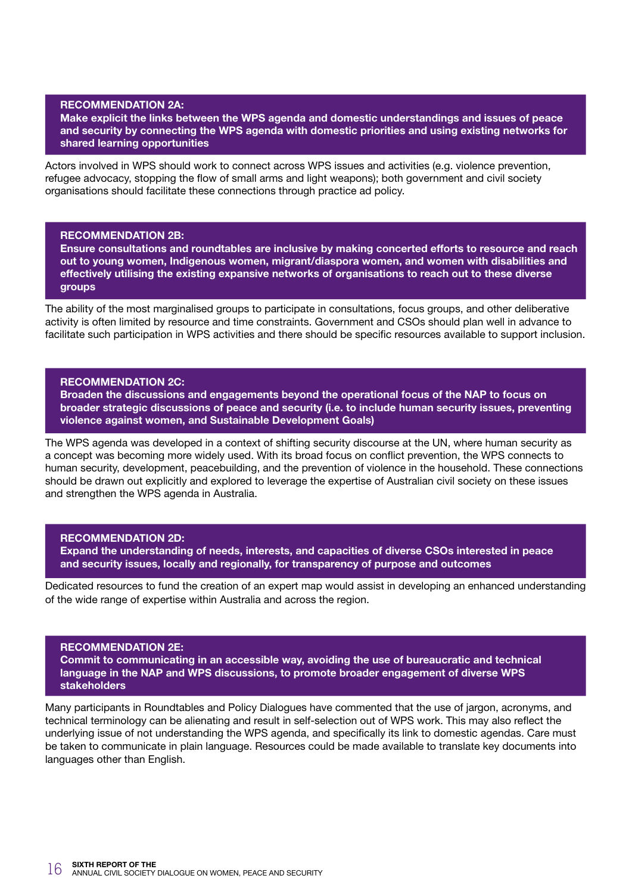**RECOMMENDATION 2A:**
**Make explicit the links between the WPS agenda and domestic understandings and issues of peace and security by connecting the WPS agenda with domestic priorities and using existing networks for shared learning opportunities**

Actors involved in WPS should work to connect across WPS issues and activities (e.g. violence prevention, refugee advocacy, stopping the flow of small arms and light weapons); both government and civil society organisations should facilitate these connections through practice ad policy.

**RECOMMENDATION 2B:**
**Ensure consultations and roundtables are inclusive by making concerted efforts to resource and reach out to young women, Indigenous women, migrant/diaspora women, and women with disabilities and effectively utilising the existing expansive networks of organisations to reach out to these diverse groups**

The ability of the most marginalised groups to participate in consultations, focus groups, and other deliberative activity is often limited by resource and time constraints. Government and CSOs should plan well in advance to facilitate such participation in WPS activities and there should be specific resources available to support inclusion.

**RECOMMENDATION 2C:**
**Broaden the discussions and engagements beyond the operational focus of the NAP to focus on broader strategic discussions of peace and security (i.e. to include human security issues, preventing violence against women, and Sustainable Development Goals)**

The WPS agenda was developed in a context of shifting security discourse at the UN, where human security as a concept was becoming more widely used. With its broad focus on conflict prevention, the WPS connects to human security, development, peacebuilding, and the prevention of violence in the household. These connections should be drawn out explicitly and explored to leverage the expertise of Australian civil society on these issues and strengthen the WPS agenda in Australia.

**RECOMMENDATION 2D:**
**Expand the understanding of needs, interests, and capacities of diverse CSOs interested in peace and security issues, locally and regionally, for transparency of purpose and outcomes**

Dedicated resources to fund the creation of an expert map would assist in developing an enhanced understanding of the wide range of expertise within Australia and across the region.

**RECOMMENDATION 2E:**
**Commit to communicating in an accessible way, avoiding the use of bureaucratic and technical language in the NAP and WPS discussions, to promote broader engagement of diverse WPS stakeholders**

Many participants in Roundtables and Policy Dialogues have commented that the use of jargon, acronyms, and technical terminology can be alienating and result in self-selection out of WPS work. This may also reflect the underlying issue of not understanding the WPS agenda, and specifically its link to domestic agendas. Care must be taken to communicate in plain language. Resources could be made available to translate key documents into languages other than English.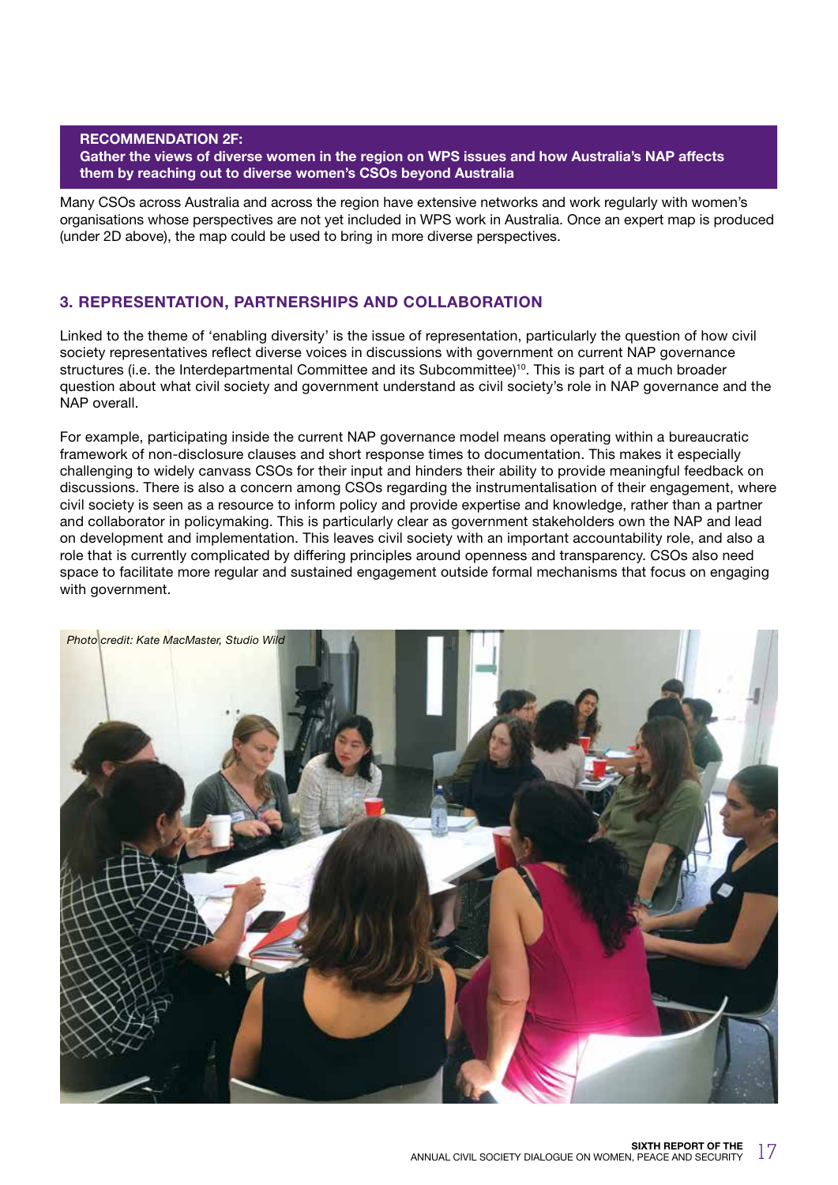**RECOMMENDATION 2F:**
**Gather the views of diverse women in the region on WPS issues and how Australia's NAP affects them by reaching out to diverse women's CSOs beyond Australia**

Many CSOs across Australia and across the region have extensive networks and work regularly with women's organisations whose perspectives are not yet included in WPS work in Australia. Once an expert map is produced (under 2D above), the map could be used to bring in more diverse perspectives.

## 3. REPRESENTATION, PARTNERSHIPS AND COLLABORATION

Linked to the theme of 'enabling diversity' is the issue of representation, particularly the question of how civil society representatives reflect diverse voices in discussions with government on current NAP governance structures (i.e. the Interdepartmental Committee and its Subcommittee)[10]. This is part of a much broader question about what civil society and government understand as civil society's role in NAP governance and the NAP overall.

For example, participating inside the current NAP governance model means operating within a bureaucratic framework of non-disclosure clauses and short response times to documentation. This makes it especially challenging to widely canvass CSOs for their input and hinders their ability to provide meaningful feedback on discussions. There is also a concern among CSOs regarding the instrumentalisation of their engagement, where civil society is seen as a resource to inform policy and provide expertise and knowledge, rather than a partner and collaborator in policymaking. This is particularly clear as government stakeholders own the NAP and lead on development and implementation. This leaves civil society with an important accountability role, and also a role that is currently complicated by differing principles around openness and transparency. CSOs also need space to facilitate more regular and sustained engagement outside formal mechanisms that focus on engaging with government.

*Photo credit: Kate MacMaster, Studio Wild*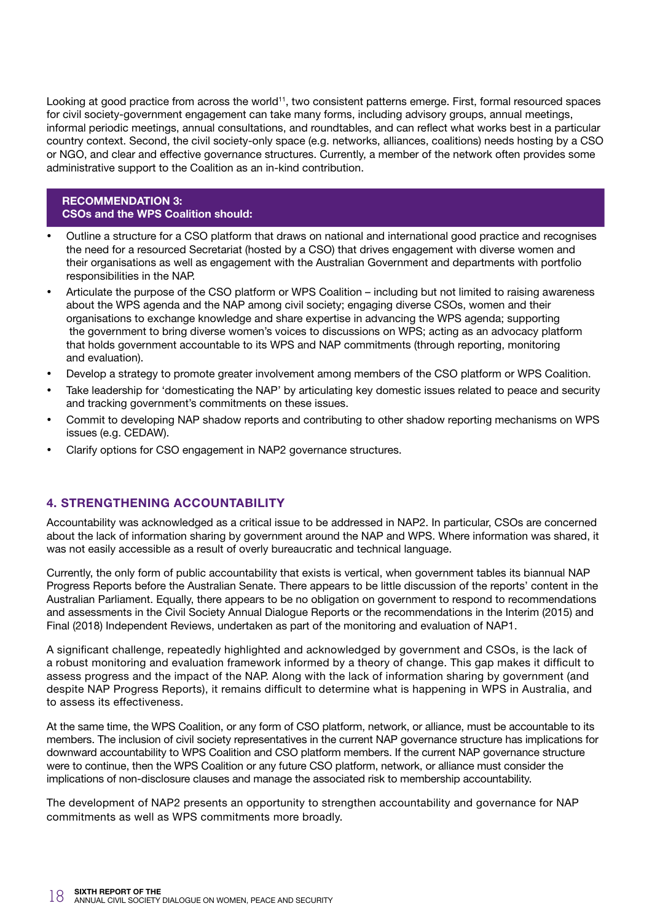Looking at good practice from across the world[11], two consistent patterns emerge. First, formal resourced spaces for civil society-government engagement can take many forms, including advisory groups, annual meetings, informal periodic meetings, annual consultations, and roundtables, and can reflect what works best in a particular country context. Second, the civil society-only space (e.g. networks, alliances, coalitions) needs hosting by a CSO or NGO, and clear and effective governance structures. Currently, a member of the network often provides some administrative support to the Coalition as an in-kind contribution.

**RECOMMENDATION 3:**
**CSOs and the WPS Coalition should:**

- Outline a structure for a CSO platform that draws on national and international good practice and recognises the need for a resourced Secretariat (hosted by a CSO) that drives engagement with diverse women and their organisations as well as engagement with the Australian Government and departments with portfolio responsibilities in the NAP.
- Articulate the purpose of the CSO platform or WPS Coalition – including but not limited to raising awareness about the WPS agenda and the NAP among civil society; engaging diverse CSOs, women and their organisations to exchange knowledge and share expertise in advancing the WPS agenda; supporting the government to bring diverse women's voices to discussions on WPS; acting as an advocacy platform that holds government accountable to its WPS and NAP commitments (through reporting, monitoring and evaluation).
- Develop a strategy to promote greater involvement among members of the CSO platform or WPS Coalition.
- Take leadership for 'domesticating the NAP' by articulating key domestic issues related to peace and security and tracking government's commitments on these issues.
- Commit to developing NAP shadow reports and contributing to other shadow reporting mechanisms on WPS issues (e.g. CEDAW).
- Clarify options for CSO engagement in NAP2 governance structures.

## 4. STRENGTHENING ACCOUNTABILITY

Accountability was acknowledged as a critical issue to be addressed in NAP2. In particular, CSOs are concerned about the lack of information sharing by government around the NAP and WPS. Where information was shared, it was not easily accessible as a result of overly bureaucratic and technical language.

Currently, the only form of public accountability that exists is vertical, when government tables its biannual NAP Progress Reports before the Australian Senate. There appears to be little discussion of the reports' content in the Australian Parliament. Equally, there appears to be no obligation on government to respond to recommendations and assessments in the Civil Society Annual Dialogue Reports or the recommendations in the Interim (2015) and Final (2018) Independent Reviews, undertaken as part of the monitoring and evaluation of NAP1.

A significant challenge, repeatedly highlighted and acknowledged by government and CSOs, is the lack of a robust monitoring and evaluation framework informed by a theory of change. This gap makes it difficult to assess progress and the impact of the NAP. Along with the lack of information sharing by government (and despite NAP Progress Reports), it remains difficult to determine what is happening in WPS in Australia, and to assess its effectiveness.

At the same time, the WPS Coalition, or any form of CSO platform, network, or alliance, must be accountable to its members. The inclusion of civil society representatives in the current NAP governance structure has implications for downward accountability to WPS Coalition and CSO platform members. If the current NAP governance structure were to continue, then the WPS Coalition or any future CSO platform, network, or alliance must consider the implications of non-disclosure clauses and manage the associated risk to membership accountability.

The development of NAP2 presents an opportunity to strengthen accountability and governance for NAP commitments as well as WPS commitments more broadly.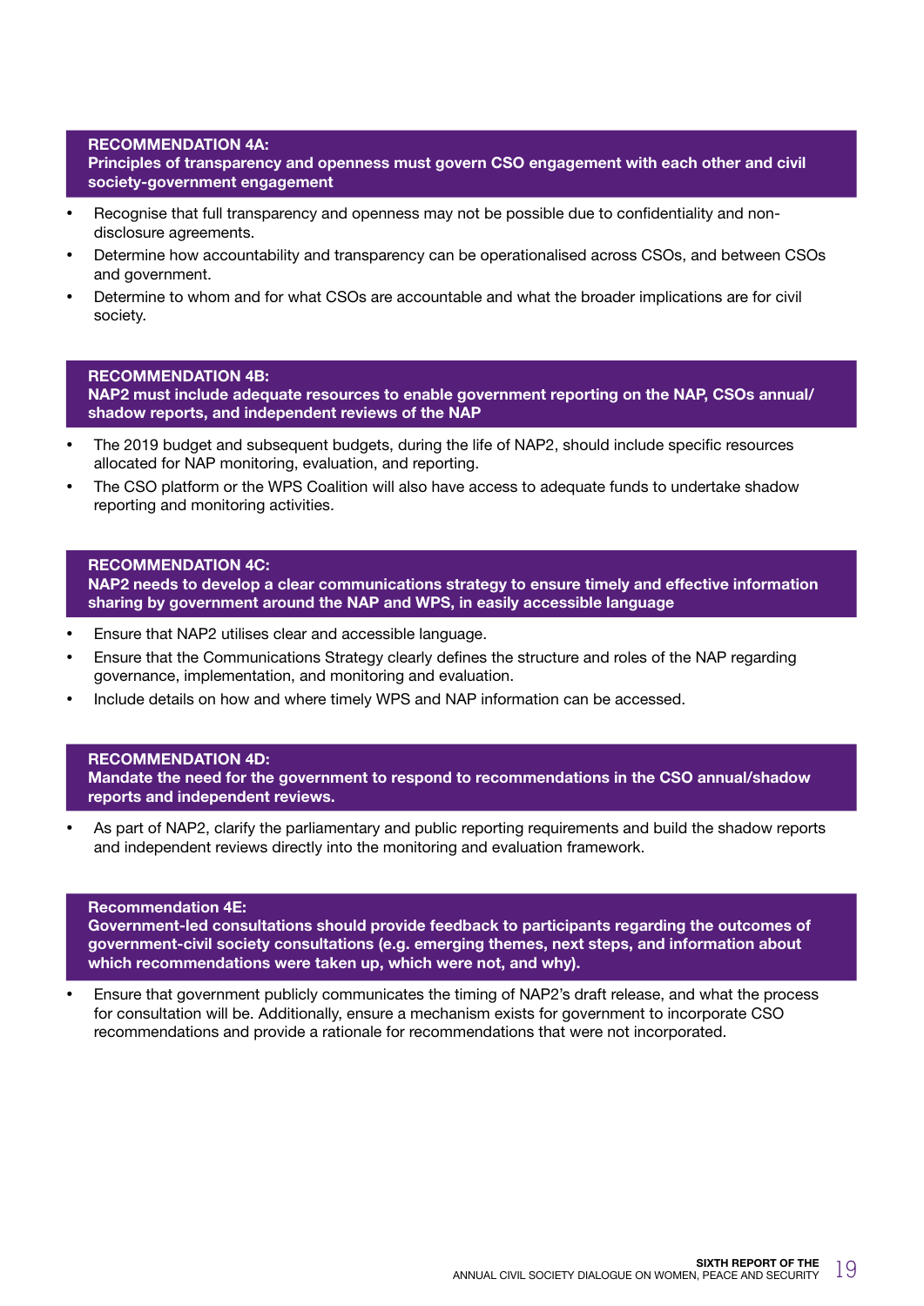### RECOMMENDATION 4A:
**Principles of transparency and openness must govern CSO engagement with each other and civil society-government engagement**

- Recognise that full transparency and openness may not be possible due to confidentiality and non-disclosure agreements.
- Determine how accountability and transparency can be operationalised across CSOs, and between CSOs and government.
- Determine to whom and for what CSOs are accountable and what the broader implications are for civil society.

### RECOMMENDATION 4B:
**NAP2 must include adequate resources to enable government reporting on the NAP, CSOs annual/ shadow reports, and independent reviews of the NAP**

- The 2019 budget and subsequent budgets, during the life of NAP2, should include specific resources allocated for NAP monitoring, evaluation, and reporting.
- The CSO platform or the WPS Coalition will also have access to adequate funds to undertake shadow reporting and monitoring activities.

### RECOMMENDATION 4C:
**NAP2 needs to develop a clear communications strategy to ensure timely and effective information sharing by government around the NAP and WPS, in easily accessible language**

- Ensure that NAP2 utilises clear and accessible language.
- Ensure that the Communications Strategy clearly defines the structure and roles of the NAP regarding governance, implementation, and monitoring and evaluation.
- Include details on how and where timely WPS and NAP information can be accessed.

### RECOMMENDATION 4D:
**Mandate the need for the government to respond to recommendations in the CSO annual/shadow reports and independent reviews.**

- As part of NAP2, clarify the parliamentary and public reporting requirements and build the shadow reports and independent reviews directly into the monitoring and evaluation framework.

### Recommendation 4E:
**Government-led consultations should provide feedback to participants regarding the outcomes of government-civil society consultations (e.g. emerging themes, next steps, and information about which recommendations were taken up, which were not, and why).**

- Ensure that government publicly communicates the timing of NAP2's draft release, and what the process for consultation will be. Additionally, ensure a mechanism exists for government to incorporate CSO recommendations and provide a rationale for recommendations that were not incorporated.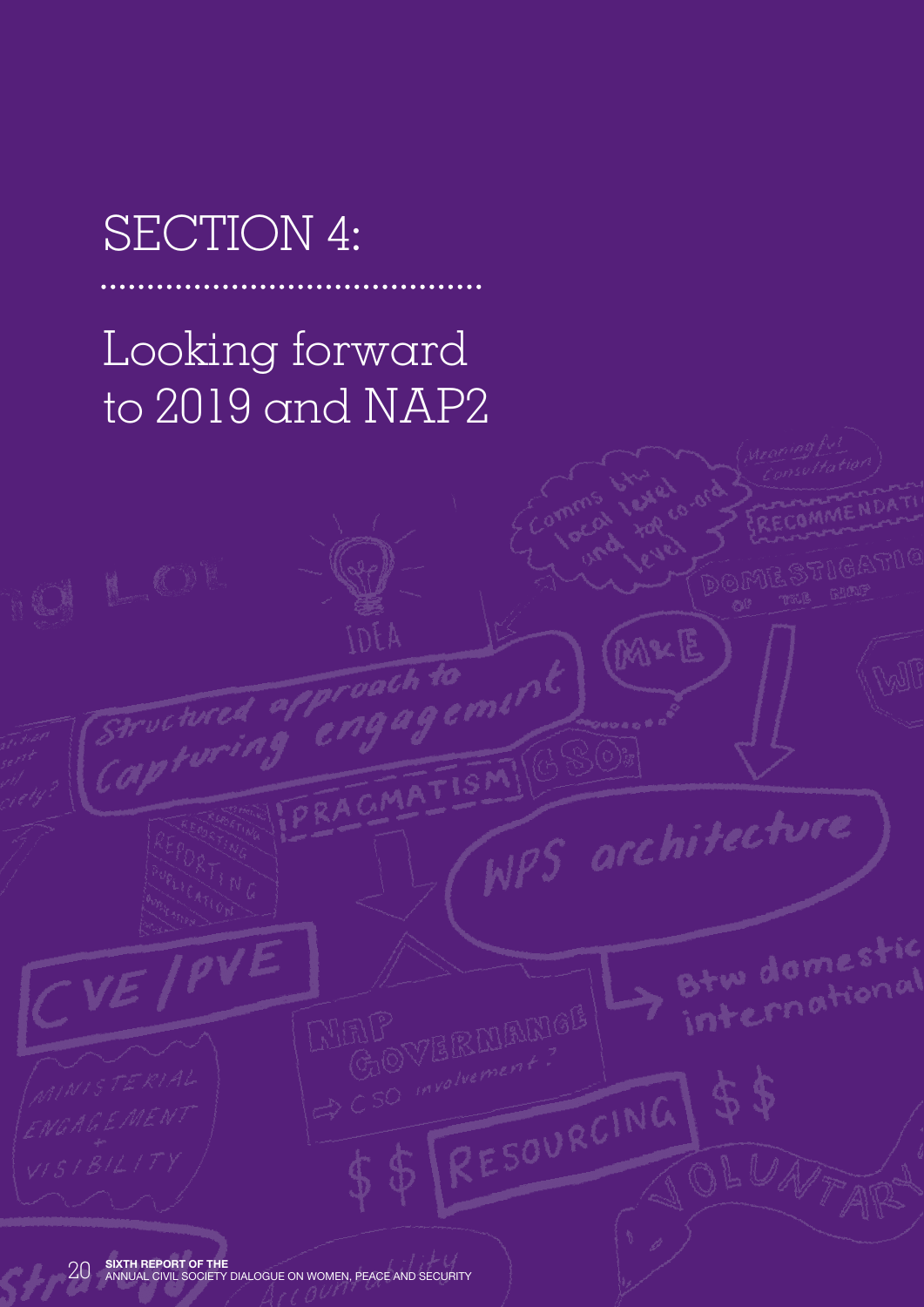# SECTION 4:

## Looking forward to 2019 and NAP2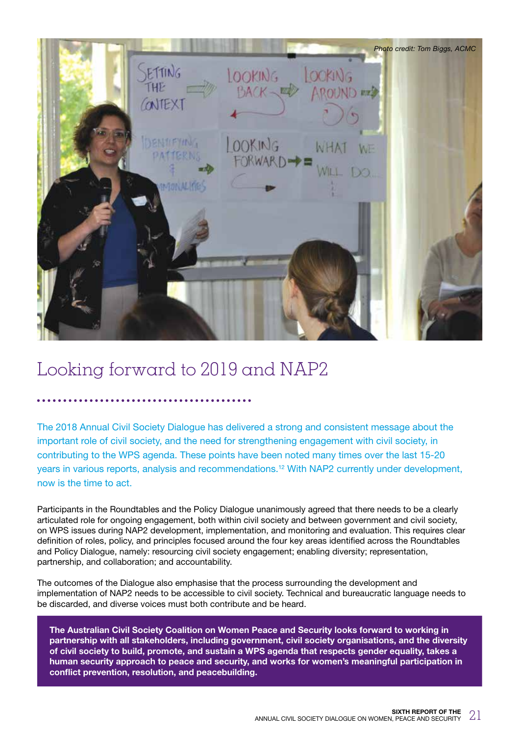Photo credit: Tom Biggs, ACMC

# Looking forward to 2019 and NAP2

The 2018 Annual Civil Society Dialogue has delivered a strong and consistent message about the important role of civil society, and the need for strengthening engagement with civil society, in contributing to the WPS agenda. These points have been noted many times over the last 15-20 years in various reports, analysis and recommendations.[12] With NAP2 currently under development, now is the time to act.

Participants in the Roundtables and the Policy Dialogue unanimously agreed that there needs to be a clearly articulated role for ongoing engagement, both within civil society and between government and civil society, on WPS issues during NAP2 development, implementation, and monitoring and evaluation. This requires clear definition of roles, policy, and principles focused around the four key areas identified across the Roundtables and Policy Dialogue, namely: resourcing civil society engagement; enabling diversity; representation, partnership, and collaboration; and accountability.

The outcomes of the Dialogue also emphasise that the process surrounding the development and implementation of NAP2 needs to be accessible to civil society. Technical and bureaucratic language needs to be discarded, and diverse voices must both contribute and be heard.

**The Australian Civil Society Coalition on Women Peace and Security looks forward to working in partnership with all stakeholders, including government, civil society organisations, and the diversity of civil society to build, promote, and sustain a WPS agenda that respects gender equality, takes a human security approach to peace and security, and works for women's meaningful participation in conflict prevention, resolution, and peacebuilding.**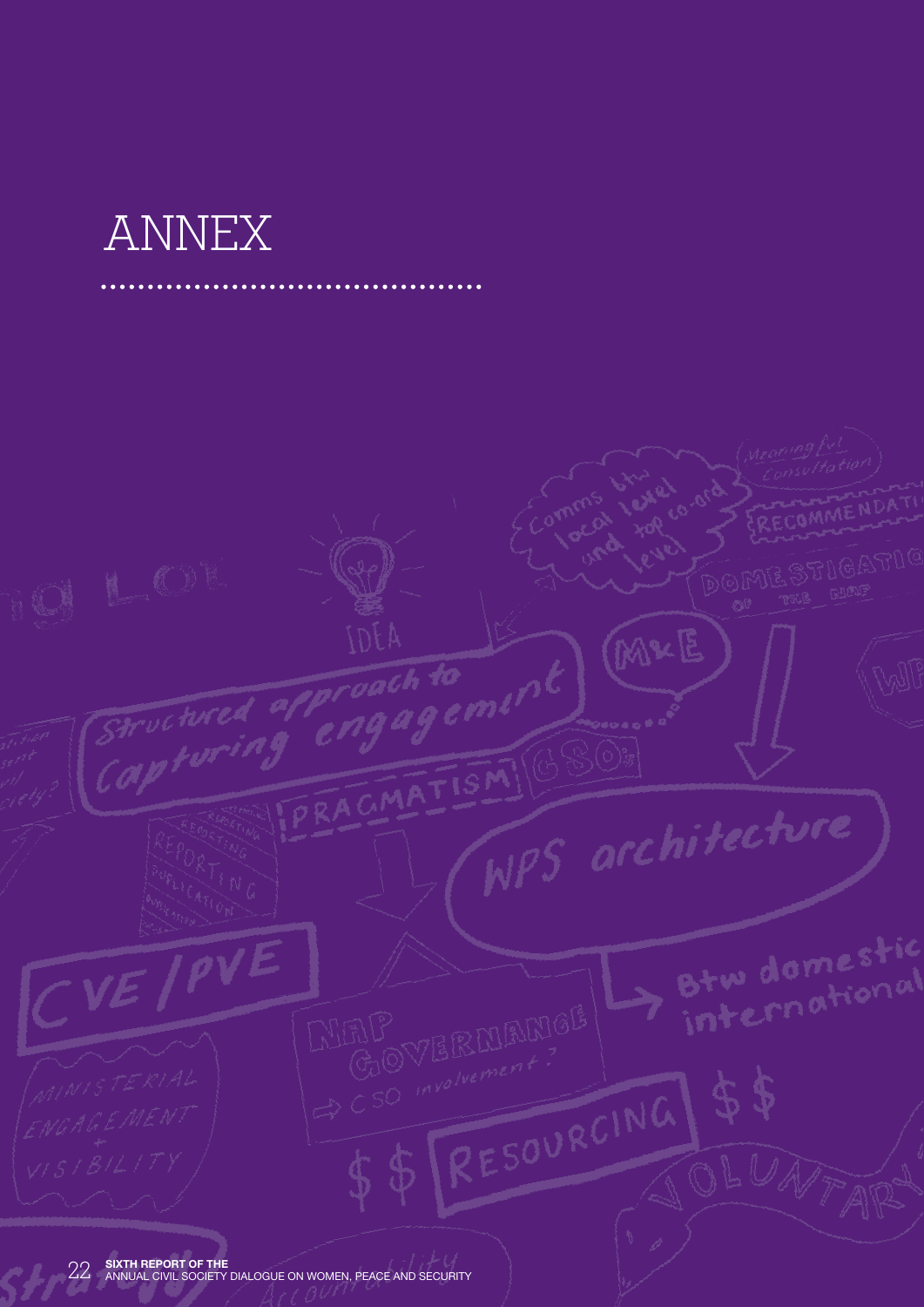# ANNEX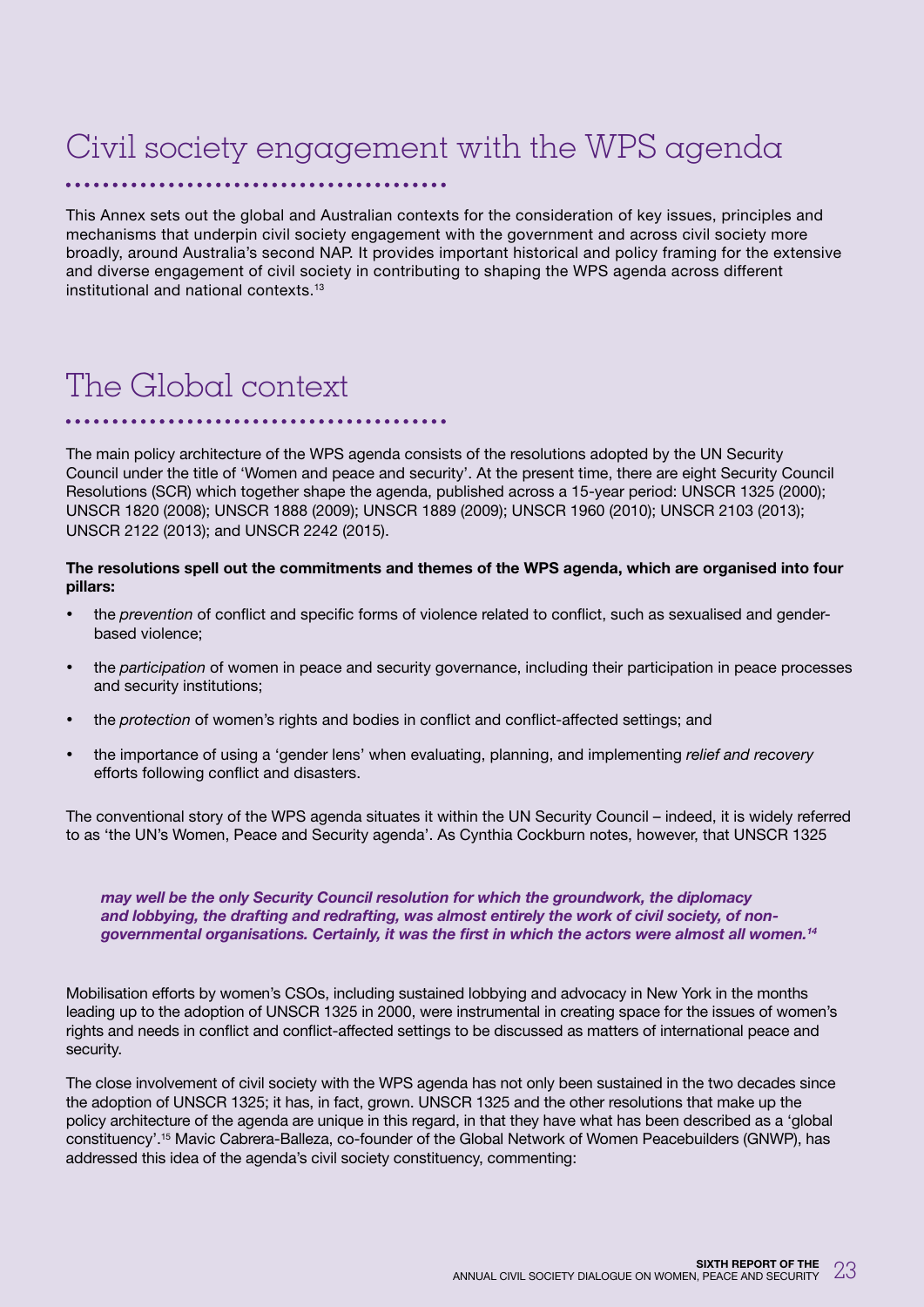# Civil society engagement with the WPS agenda

This Annex sets out the global and Australian contexts for the consideration of key issues, principles and mechanisms that underpin civil society engagement with the government and across civil society more broadly, around Australia's second NAP. It provides important historical and policy framing for the extensive and diverse engagement of civil society in contributing to shaping the WPS agenda across different institutional and national contexts.[13]

# The Global context

The main policy architecture of the WPS agenda consists of the resolutions adopted by the UN Security Council under the title of 'Women and peace and security'. At the present time, there are eight Security Council Resolutions (SCR) which together shape the agenda, published across a 15-year period: UNSCR 1325 (2000); UNSCR 1820 (2008); UNSCR 1888 (2009); UNSCR 1889 (2009); UNSCR 1960 (2010); UNSCR 2103 (2013); UNSCR 2122 (2013); and UNSCR 2242 (2015).

**The resolutions spell out the commitments and themes of the WPS agenda, which are organised into four pillars:**

- the *prevention* of conflict and specific forms of violence related to conflict, such as sexualised and gender-based violence;
- the *participation* of women in peace and security governance, including their participation in peace processes and security institutions;
- the *protection* of women's rights and bodies in conflict and conflict-affected settings; and
- the importance of using a 'gender lens' when evaluating, planning, and implementing *relief and recovery* efforts following conflict and disasters.

The conventional story of the WPS agenda situates it within the UN Security Council – indeed, it is widely referred to as 'the UN's Women, Peace and Security agenda'. As Cynthia Cockburn notes, however, that UNSCR 1325

> ***may well be the only Security Council resolution for which the groundwork, the diplomacy and lobbying, the drafting and redrafting, was almost entirely the work of civil society, of non-governmental organisations. Certainly, it was the first in which the actors were almost all women.***[14]

Mobilisation efforts by women's CSOs, including sustained lobbying and advocacy in New York in the months leading up to the adoption of UNSCR 1325 in 2000, were instrumental in creating space for the issues of women's rights and needs in conflict and conflict-affected settings to be discussed as matters of international peace and security.

The close involvement of civil society with the WPS agenda has not only been sustained in the two decades since the adoption of UNSCR 1325; it has, in fact, grown. UNSCR 1325 and the other resolutions that make up the policy architecture of the agenda are unique in this regard, in that they have what has been described as a 'global constituency'.[15] Mavic Cabrera-Balleza, co-founder of the Global Network of Women Peacebuilders (GNWP), has addressed this idea of the agenda's civil society constituency, commenting: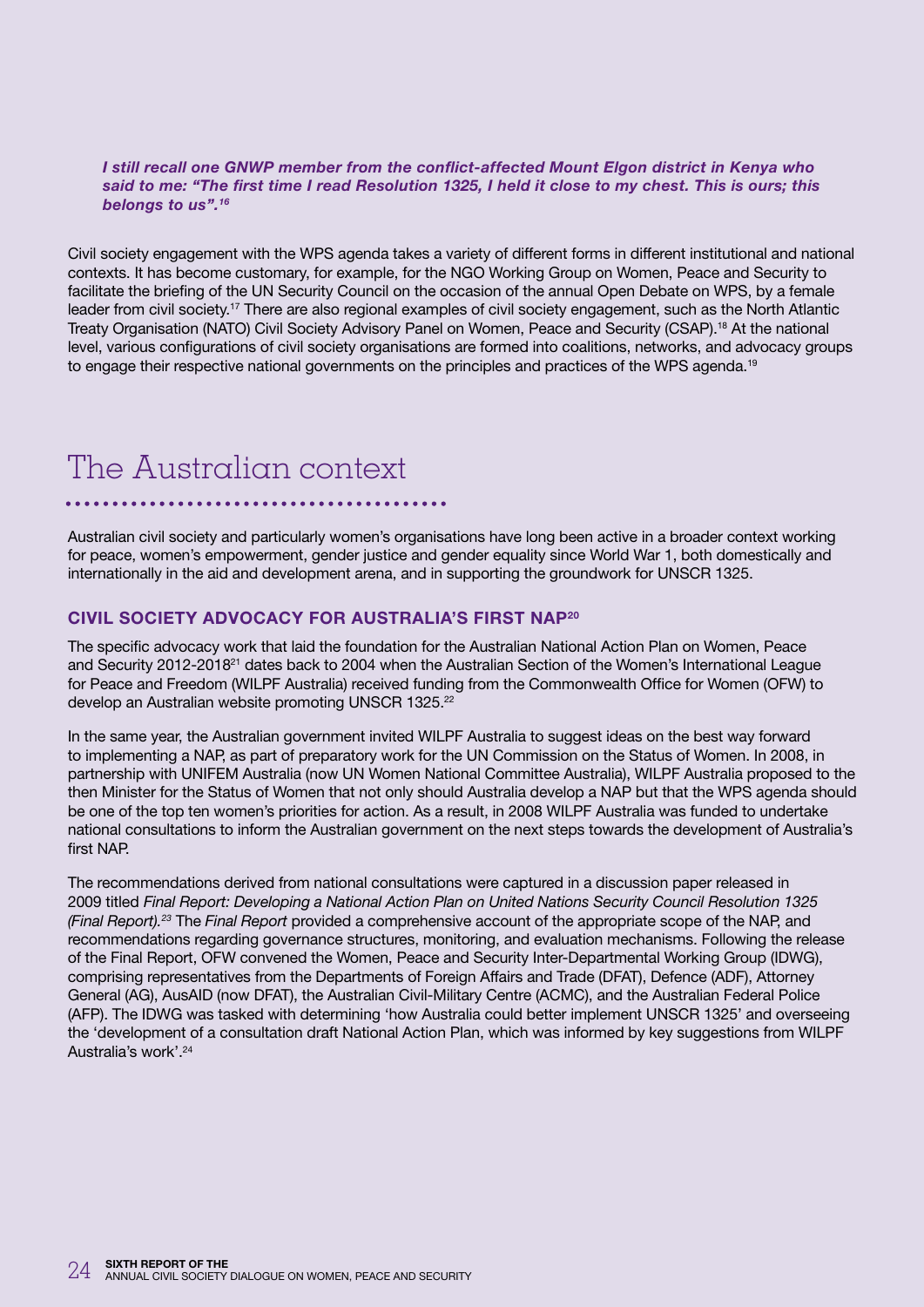***I still recall one GNWP member from the conflict-affected Mount Elgon district in Kenya who said to me: "The first time I read Resolution 1325, I held it close to my chest. This is ours; this belongs to us".[16]***

Civil society engagement with the WPS agenda takes a variety of different forms in different institutional and national contexts. It has become customary, for example, for the NGO Working Group on Women, Peace and Security to facilitate the briefing of the UN Security Council on the occasion of the annual Open Debate on WPS, by a female leader from civil society.[17] There are also regional examples of civil society engagement, such as the North Atlantic Treaty Organisation (NATO) Civil Society Advisory Panel on Women, Peace and Security (CSAP).[18] At the national level, various configurations of civil society organisations are formed into coalitions, networks, and advocacy groups to engage their respective national governments on the principles and practices of the WPS agenda.[19]

# The Australian context

Australian civil society and particularly women's organisations have long been active in a broader context working for peace, women's empowerment, gender justice and gender equality since World War 1, both domestically and internationally in the aid and development arena, and in supporting the groundwork for UNSCR 1325.

## CIVIL SOCIETY ADVOCACY FOR AUSTRALIA'S FIRST NAP[20]

The specific advocacy work that laid the foundation for the Australian National Action Plan on Women, Peace and Security 2012-2018[21] dates back to 2004 when the Australian Section of the Women's International League for Peace and Freedom (WILPF Australia) received funding from the Commonwealth Office for Women (OFW) to develop an Australian website promoting UNSCR 1325.[22]

In the same year, the Australian government invited WILPF Australia to suggest ideas on the best way forward to implementing a NAP, as part of preparatory work for the UN Commission on the Status of Women. In 2008, in partnership with UNIFEM Australia (now UN Women National Committee Australia), WILPF Australia proposed to the then Minister for the Status of Women that not only should Australia develop a NAP but that the WPS agenda should be one of the top ten women's priorities for action. As a result, in 2008 WILPF Australia was funded to undertake national consultations to inform the Australian government on the next steps towards the development of Australia's first NAP.

The recommendations derived from national consultations were captured in a discussion paper released in 2009 titled *Final Report: Developing a National Action Plan on United Nations Security Council Resolution 1325 (Final Report).[23]* The *Final Report* provided a comprehensive account of the appropriate scope of the NAP, and recommendations regarding governance structures, monitoring, and evaluation mechanisms. Following the release of the Final Report, OFW convened the Women, Peace and Security Inter-Departmental Working Group (IDWG), comprising representatives from the Departments of Foreign Affairs and Trade (DFAT), Defence (ADF), Attorney General (AG), AusAID (now DFAT), the Australian Civil-Military Centre (ACMC), and the Australian Federal Police (AFP). The IDWG was tasked with determining 'how Australia could better implement UNSCR 1325' and overseeing the 'development of a consultation draft National Action Plan, which was informed by key suggestions from WILPF Australia's work'.[24]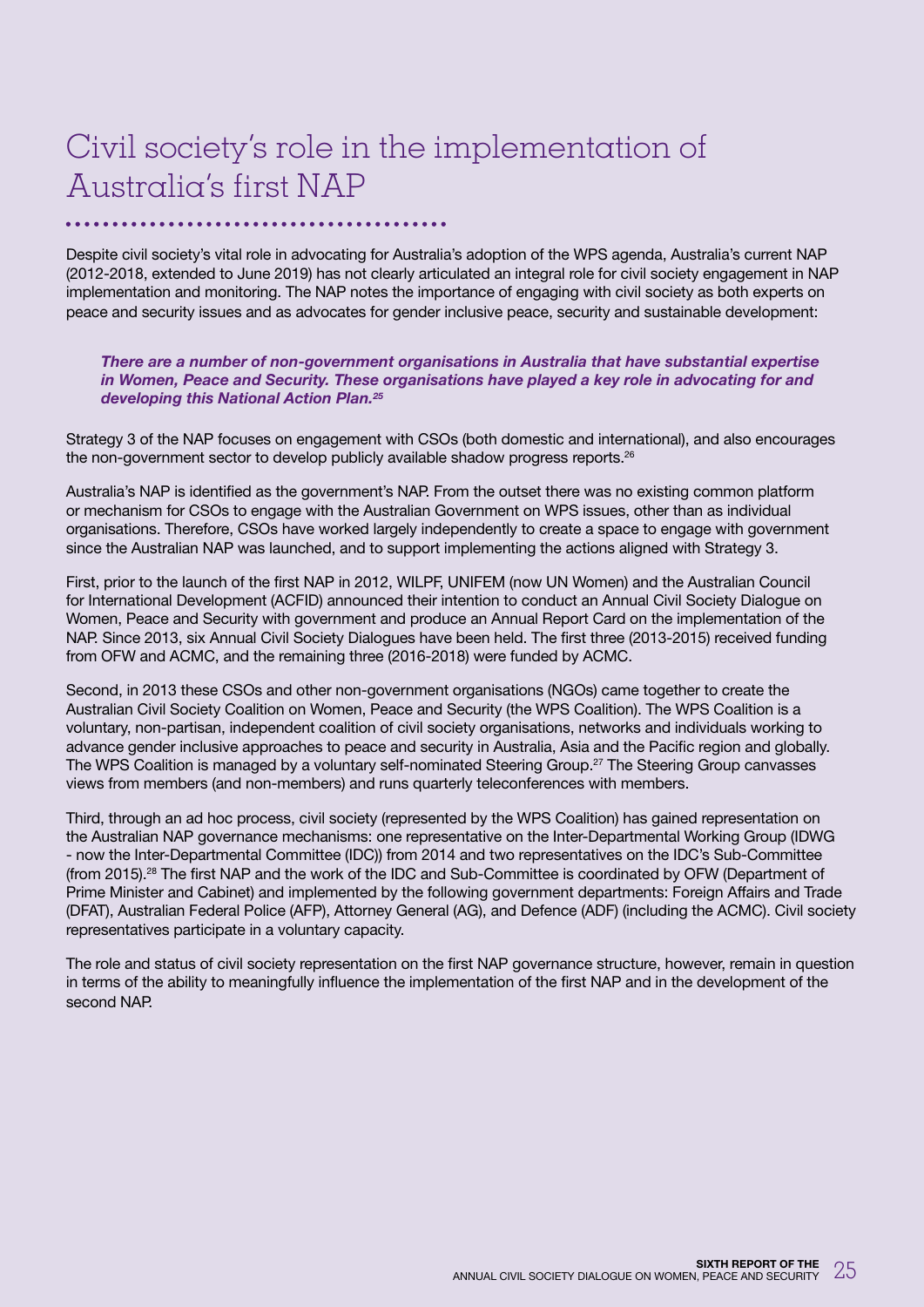# Civil society's role in the implementation of Australia's first NAP

Despite civil society's vital role in advocating for Australia's adoption of the WPS agenda, Australia's current NAP (2012-2018, extended to June 2019) has not clearly articulated an integral role for civil society engagement in NAP implementation and monitoring. The NAP notes the importance of engaging with civil society as both experts on peace and security issues and as advocates for gender inclusive peace, security and sustainable development:

> ***There are a number of non-government organisations in Australia that have substantial expertise in Women, Peace and Security. These organisations have played a key role in advocating for and developing this National Action Plan.[25]***

Strategy 3 of the NAP focuses on engagement with CSOs (both domestic and international), and also encourages the non-government sector to develop publicly available shadow progress reports.[26]

Australia's NAP is identified as the government's NAP. From the outset there was no existing common platform or mechanism for CSOs to engage with the Australian Government on WPS issues, other than as individual organisations. Therefore, CSOs have worked largely independently to create a space to engage with government since the Australian NAP was launched, and to support implementing the actions aligned with Strategy 3.

First, prior to the launch of the first NAP in 2012, WILPF, UNIFEM (now UN Women) and the Australian Council for International Development (ACFID) announced their intention to conduct an Annual Civil Society Dialogue on Women, Peace and Security with government and produce an Annual Report Card on the implementation of the NAP. Since 2013, six Annual Civil Society Dialogues have been held. The first three (2013-2015) received funding from OFW and ACMC, and the remaining three (2016-2018) were funded by ACMC.

Second, in 2013 these CSOs and other non-government organisations (NGOs) came together to create the Australian Civil Society Coalition on Women, Peace and Security (the WPS Coalition). The WPS Coalition is a voluntary, non-partisan, independent coalition of civil society organisations, networks and individuals working to advance gender inclusive approaches to peace and security in Australia, Asia and the Pacific region and globally. The WPS Coalition is managed by a voluntary self-nominated Steering Group.[27] The Steering Group canvasses views from members (and non-members) and runs quarterly teleconferences with members.

Third, through an ad hoc process, civil society (represented by the WPS Coalition) has gained representation on the Australian NAP governance mechanisms: one representative on the Inter-Departmental Working Group (IDWG - now the Inter-Departmental Committee (IDC)) from 2014 and two representatives on the IDC's Sub-Committee (from 2015).[28] The first NAP and the work of the IDC and Sub-Committee is coordinated by OFW (Department of Prime Minister and Cabinet) and implemented by the following government departments: Foreign Affairs and Trade (DFAT), Australian Federal Police (AFP), Attorney General (AG), and Defence (ADF) (including the ACMC). Civil society representatives participate in a voluntary capacity.

The role and status of civil society representation on the first NAP governance structure, however, remain in question in terms of the ability to meaningfully influence the implementation of the first NAP and in the development of the second NAP.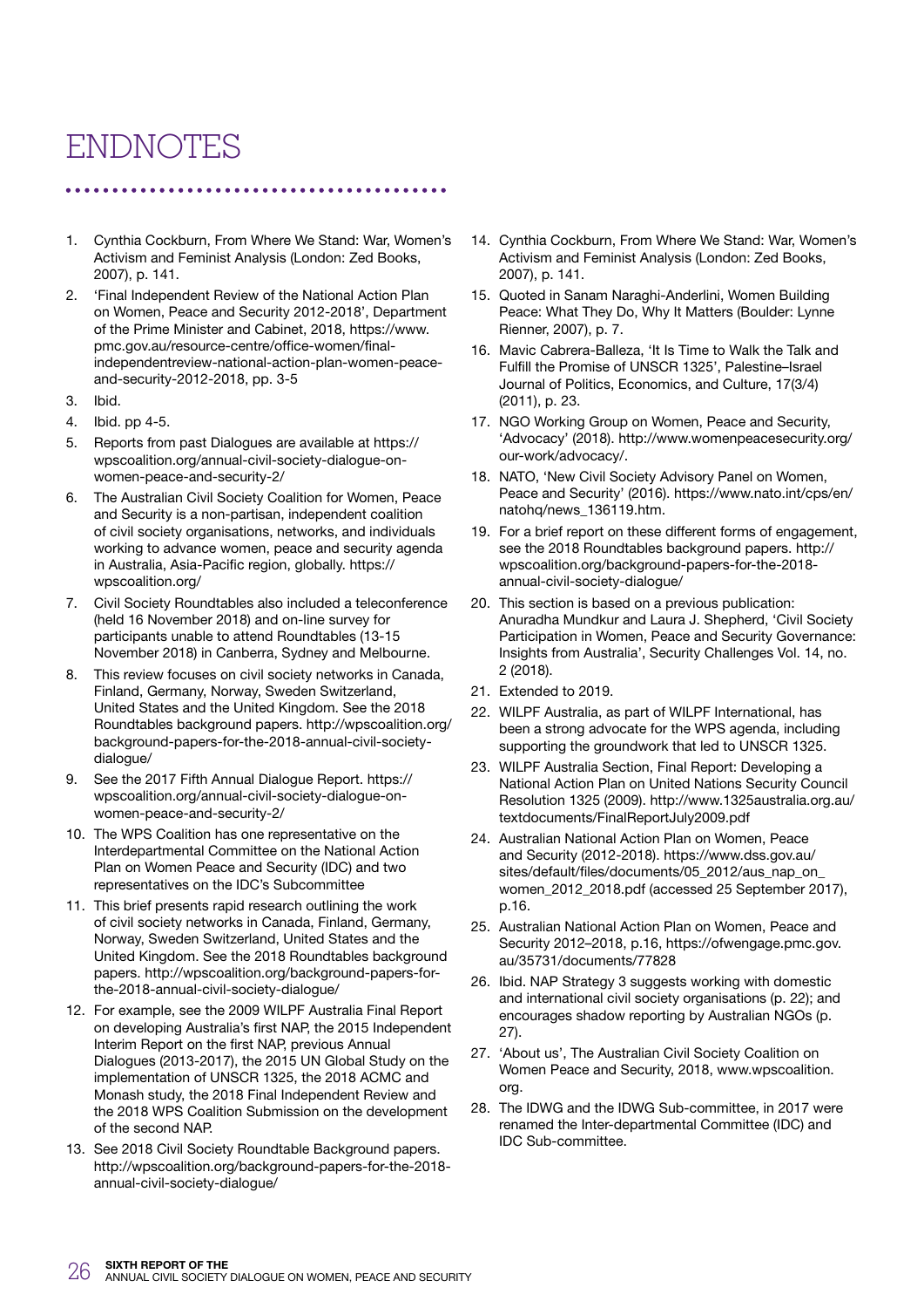# ENDNOTES

1. Cynthia Cockburn, From Where We Stand: War, Women's Activism and Feminist Analysis (London: Zed Books, 2007), p. 141.
2. 'Final Independent Review of the National Action Plan on Women, Peace and Security 2012-2018', Department of the Prime Minister and Cabinet, 2018, https://www.pmc.gov.au/resource-centre/office-women/final-independentreview-national-action-plan-women-peace-and-security-2012-2018, pp. 3-5
3. Ibid.
4. Ibid. pp 4-5.
5. Reports from past Dialogues are available at https://wpscoalition.org/annual-civil-society-dialogue-on-women-peace-and-security-2/
6. The Australian Civil Society Coalition for Women, Peace and Security is a non-partisan, independent coalition of civil society organisations, networks, and individuals working to advance women, peace and security agenda in Australia, Asia-Pacific region, globally. https://wpscoalition.org/
7. Civil Society Roundtables also included a teleconference (held 16 November 2018) and on-line survey for participants unable to attend Roundtables (13-15 November 2018) in Canberra, Sydney and Melbourne.
8. This review focuses on civil society networks in Canada, Finland, Germany, Norway, Sweden Switzerland, United States and the United Kingdom. See the 2018 Roundtables background papers. http://wpscoalition.org/background-papers-for-the-2018-annual-civil-society-dialogue/
9. See the 2017 Fifth Annual Dialogue Report. https://wpscoalition.org/annual-civil-society-dialogue-on-women-peace-and-security-2/
10. The WPS Coalition has one representative on the Interdepartmental Committee on the National Action Plan on Women Peace and Security (IDC) and two representatives on the IDC's Subcommittee
11. This brief presents rapid research outlining the work of civil society networks in Canada, Finland, Germany, Norway, Sweden Switzerland, United States and the United Kingdom. See the 2018 Roundtables background papers. http://wpscoalition.org/background-papers-for-the-2018-annual-civil-society-dialogue/
12. For example, see the 2009 WILPF Australia Final Report on developing Australia's first NAP, the 2015 Independent Interim Report on the first NAP, previous Annual Dialogues (2013-2017), the 2015 UN Global Study on the implementation of UNSCR 1325, the 2018 ACMC and Monash study, the 2018 Final Independent Review and the 2018 WPS Coalition Submission on the development of the second NAP.
13. See 2018 Civil Society Roundtable Background papers. http://wpscoalition.org/background-papers-for-the-2018-annual-civil-society-dialogue/
14. Cynthia Cockburn, From Where We Stand: War, Women's Activism and Feminist Analysis (London: Zed Books, 2007), p. 141.
15. Quoted in Sanam Naraghi-Anderlini, Women Building Peace: What They Do, Why It Matters (Boulder: Lynne Rienner, 2007), p. 7.
16. Mavic Cabrera-Balleza, 'It Is Time to Walk the Talk and Fulfill the Promise of UNSCR 1325', Palestine–Israel Journal of Politics, Economics, and Culture, 17(3/4) (2011), p. 23.
17. NGO Working Group on Women, Peace and Security, 'Advocacy' (2018). http://www.womenpeacesecurity.org/our-work/advocacy/.
18. NATO, 'New Civil Society Advisory Panel on Women, Peace and Security' (2016). https://www.nato.int/cps/en/natohq/news_136119.htm.
19. For a brief report on these different forms of engagement, see the 2018 Roundtables background papers. http://wpscoalition.org/background-papers-for-the-2018-annual-civil-society-dialogue/
20. This section is based on a previous publication: Anuradha Mundkur and Laura J. Shepherd, 'Civil Society Participation in Women, Peace and Security Governance: Insights from Australia', Security Challenges Vol. 14, no. 2 (2018).
21. Extended to 2019.
22. WILPF Australia, as part of WILPF International, has been a strong advocate for the WPS agenda, including supporting the groundwork that led to UNSCR 1325.
23. WILPF Australia Section, Final Report: Developing a National Action Plan on United Nations Security Council Resolution 1325 (2009). http://www.1325australia.org.au/textdocuments/FinalReportJuly2009.pdf
24. Australian National Action Plan on Women, Peace and Security (2012-2018). https://www.dss.gov.au/sites/default/files/documents/05_2012/aus_nap_on_women_2012_2018.pdf (accessed 25 September 2017), p.16.
25. Australian National Action Plan on Women, Peace and Security 2012–2018, p.16, https://ofwengage.pmc.gov.au/35731/documents/77828
26. Ibid. NAP Strategy 3 suggests working with domestic and international civil society organisations (p. 22); and encourages shadow reporting by Australian NGOs (p. 27).
27. 'About us', The Australian Civil Society Coalition on Women Peace and Security, 2018, www.wpscoalition.org.
28. The IDWG and the IDWG Sub-committee, in 2017 were renamed the Inter-departmental Committee (IDC) and IDC Sub-committee.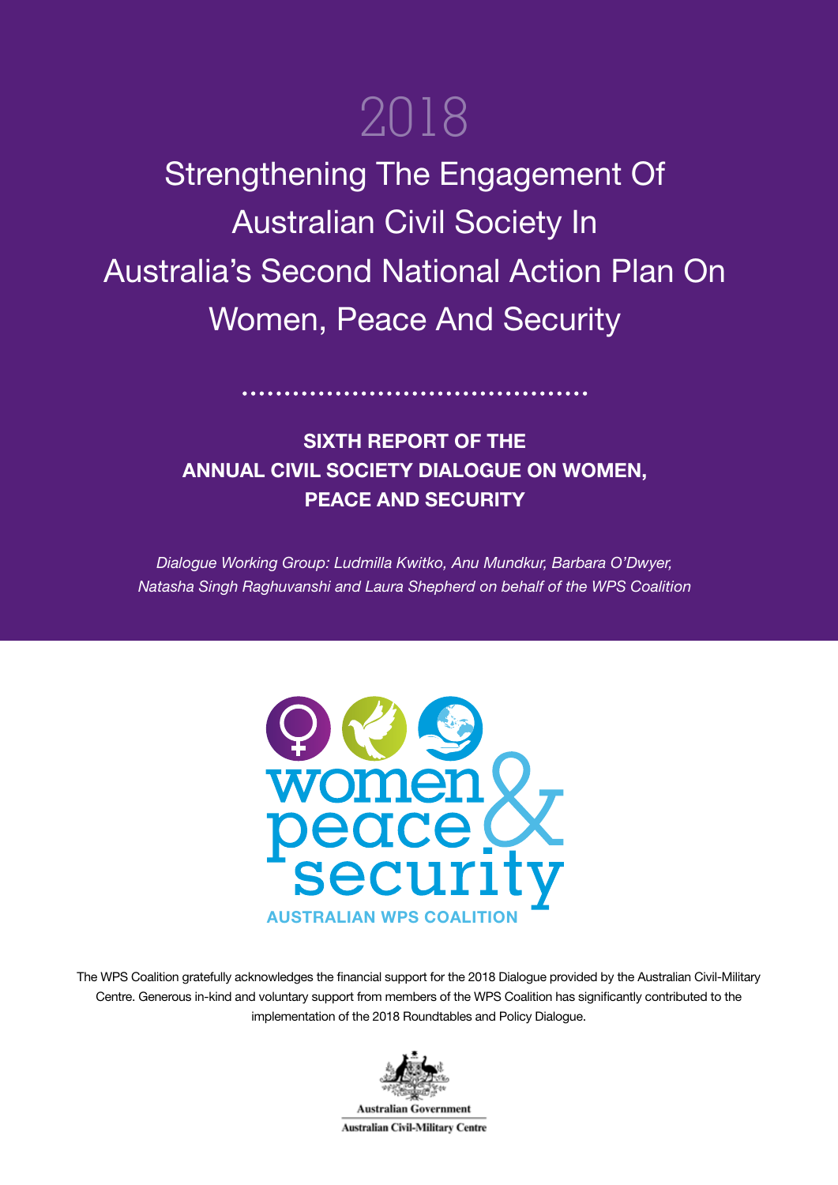# 2018

# Strengthening The Engagement Of Australian Civil Society In Australia's Second National Action Plan On Women, Peace And Security

**SIXTH REPORT OF THE ANNUAL CIVIL SOCIETY DIALOGUE ON WOMEN, PEACE AND SECURITY**

*Dialogue Working Group: Ludmilla Kwitko, Anu Mundkur, Barbara O'Dwyer, Natasha Singh Raghuvanshi and Laura Shepherd on behalf of the WPS Coalition*

women peace & security

AUSTRALIAN WPS COALITION

The WPS Coalition gratefully acknowledges the financial support for the 2018 Dialogue provided by the Australian Civil-Military Centre. Generous in-kind and voluntary support from members of the WPS Coalition has significantly contributed to the implementation of the 2018 Roundtables and Policy Dialogue.

Australian Government

Australian Civil-Military Centre